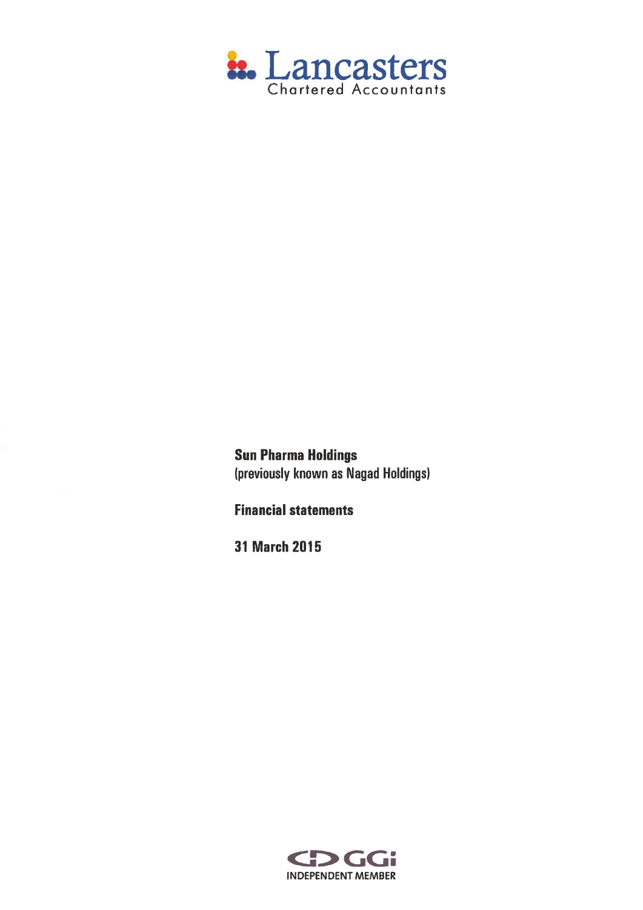Lancasters
Chartered Accountants

# Sun Pharma Holdings
(previously known as Nagad Holdings)

## Financial statements

## 31 March 2015

GGi
INDEPENDENT MEMBER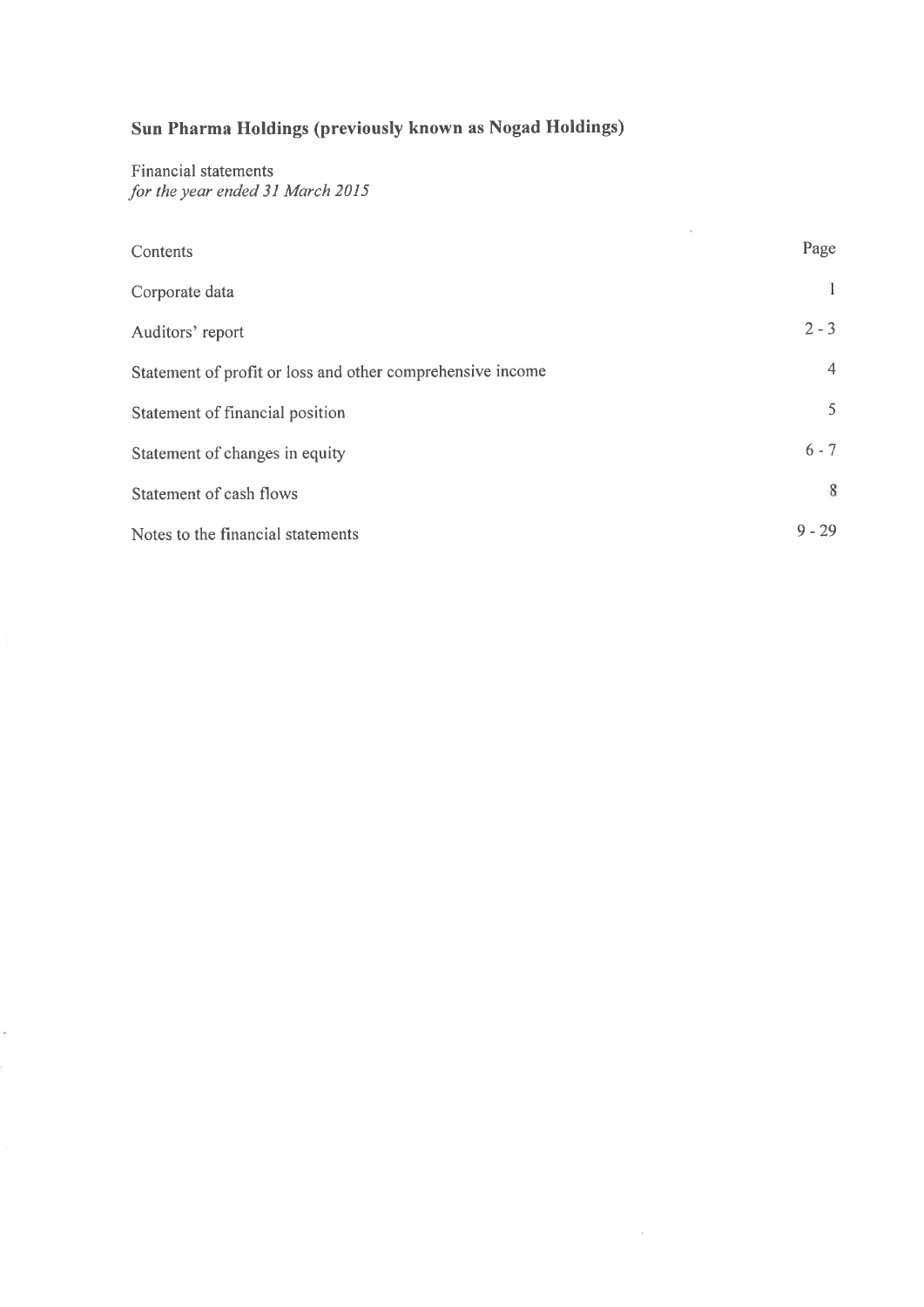# Sun Pharma Holdings (previously known as Nogad Holdings)

Financial statements
*for the year ended 31 March 2015*

| Contents | Page |
|---|---|
| Corporate data | 1 |
| Auditors' report | 2 - 3 |
| Statement of profit or loss and other comprehensive income | 4 |
| Statement of financial position | 5 |
| Statement of changes in equity | 6 - 7 |
| Statement of cash flows | 8 |
| Notes to the financial statements | 9 - 29 |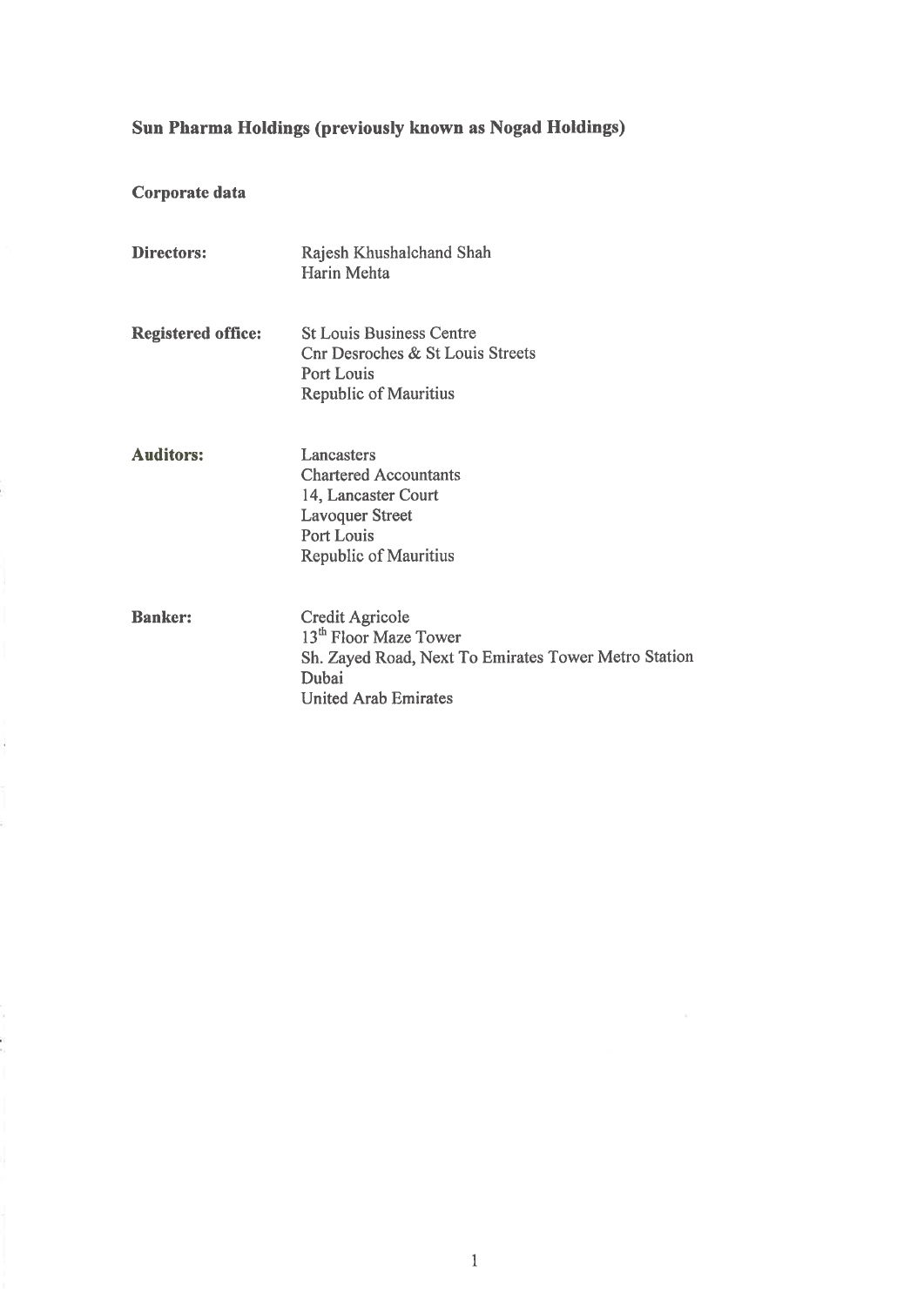# Sun Pharma Holdings (previously known as Nogad Holdings)

## Corporate data

**Directors:**
Rajesh Khushalchand Shah
Harin Mehta

**Registered office:**
St Louis Business Centre
Cnr Desroches & St Louis Streets
Port Louis
Republic of Mauritius

**Auditors:**
Lancasters
Chartered Accountants
14, Lancaster Court
Lavoquer Street
Port Louis
Republic of Mauritius

**Banker:**
Credit Agricole
13th Floor Maze Tower
Sh. Zayed Road, Next To Emirates Tower Metro Station
Dubai
United Arab Emirates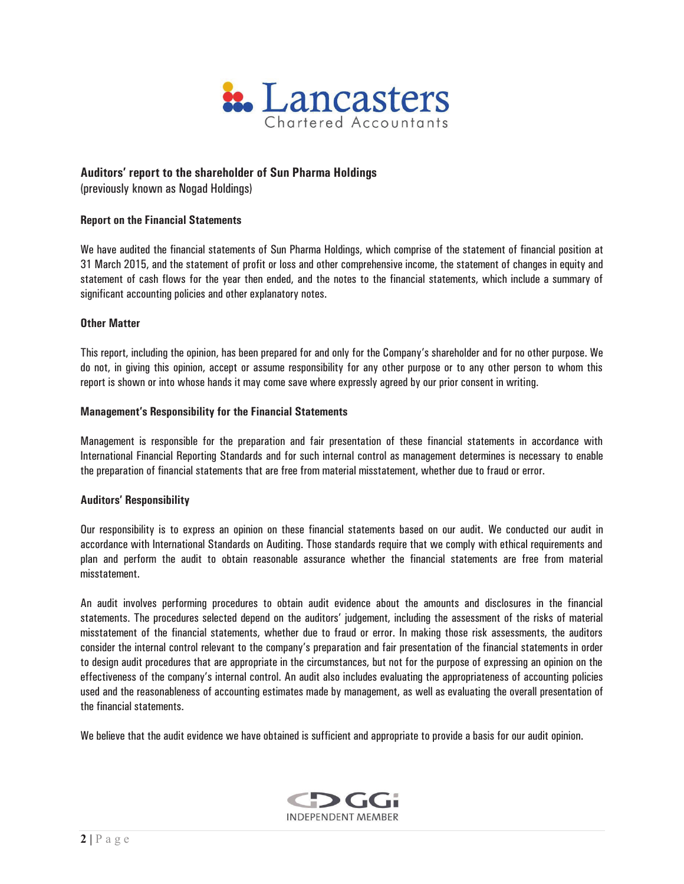Lancasters
Chartered Accountants

## Auditors' report to the shareholder of Sun Pharma Holdings

(previously known as Nogad Holdings)

### Report on the Financial Statements

We have audited the financial statements of Sun Pharma Holdings, which comprise of the statement of financial position at 31 March 2015, and the statement of profit or loss and other comprehensive income, the statement of changes in equity and statement of cash flows for the year then ended, and the notes to the financial statements, which include a summary of significant accounting policies and other explanatory notes.

### Other Matter

This report, including the opinion, has been prepared for and only for the Company's shareholder and for no other purpose. We do not, in giving this opinion, accept or assume responsibility for any other purpose or to any other person to whom this report is shown or into whose hands it may come save where expressly agreed by our prior consent in writing.

### Management's Responsibility for the Financial Statements

Management is responsible for the preparation and fair presentation of these financial statements in accordance with International Financial Reporting Standards and for such internal control as management determines is necessary to enable the preparation of financial statements that are free from material misstatement, whether due to fraud or error.

### Auditors' Responsibility

Our responsibility is to express an opinion on these financial statements based on our audit. We conducted our audit in accordance with International Standards on Auditing. Those standards require that we comply with ethical requirements and plan and perform the audit to obtain reasonable assurance whether the financial statements are free from material misstatement.

An audit involves performing procedures to obtain audit evidence about the amounts and disclosures in the financial statements. The procedures selected depend on the auditors' judgement, including the assessment of the risks of material misstatement of the financial statements, whether due to fraud or error. In making those risk assessments, the auditors consider the internal control relevant to the company's preparation and fair presentation of the financial statements in order to design audit procedures that are appropriate in the circumstances, but not for the purpose of expressing an opinion on the effectiveness of the company's internal control. An audit also includes evaluating the appropriateness of accounting policies used and the reasonableness of accounting estimates made by management, as well as evaluating the overall presentation of the financial statements.

We believe that the audit evidence we have obtained is sufficient and appropriate to provide a basis for our audit opinion.

GGi
INDEPENDENT MEMBER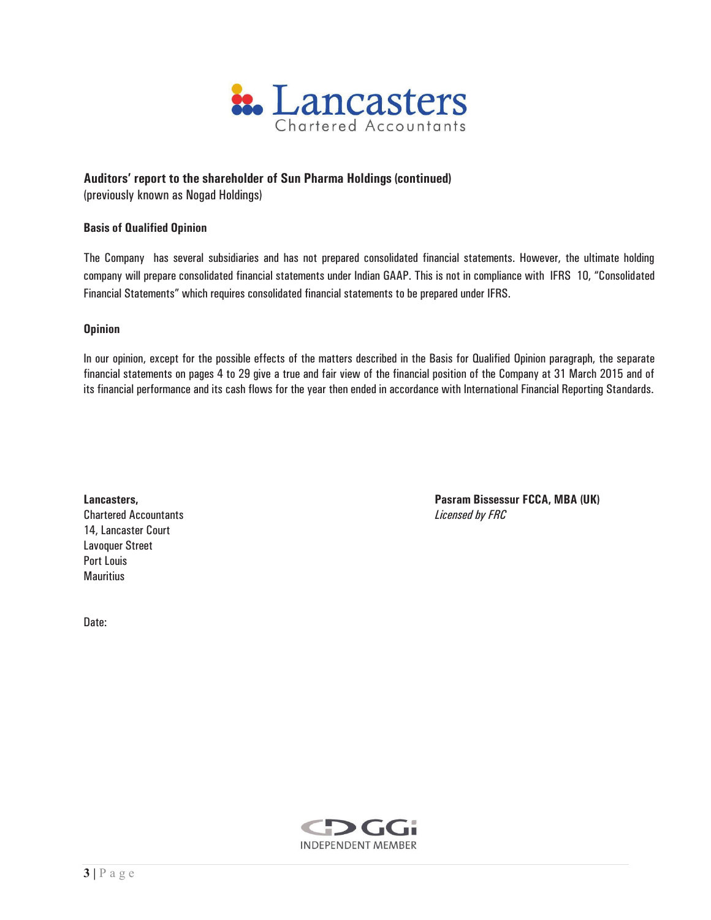**Lancasters**
Chartered Accountants

**Auditors' report to the shareholder of Sun Pharma Holdings (continued)**
(previously known as Nogad Holdings)

### Basis of Qualified Opinion

The Company has several subsidiaries and has not prepared consolidated financial statements. However, the ultimate holding company will prepare consolidated financial statements under Indian GAAP. This is not in compliance with IFRS 10, "Consolidated Financial Statements" which requires consolidated financial statements to be prepared under IFRS.

### Opinion

In our opinion, except for the possible effects of the matters described in the Basis for Qualified Opinion paragraph, the separate financial statements on pages 4 to 29 give a true and fair view of the financial position of the Company at 31 March 2015 and of its financial performance and its cash flows for the year then ended in accordance with International Financial Reporting Standards.

**Lancasters,**
Chartered Accountants
14, Lancaster Court
Lavoquer Street
Port Louis
Mauritius

**Pasram Bissessur FCCA, MBA (UK)**
*Licensed by FRC*

Date:

GGi INDEPENDENT MEMBER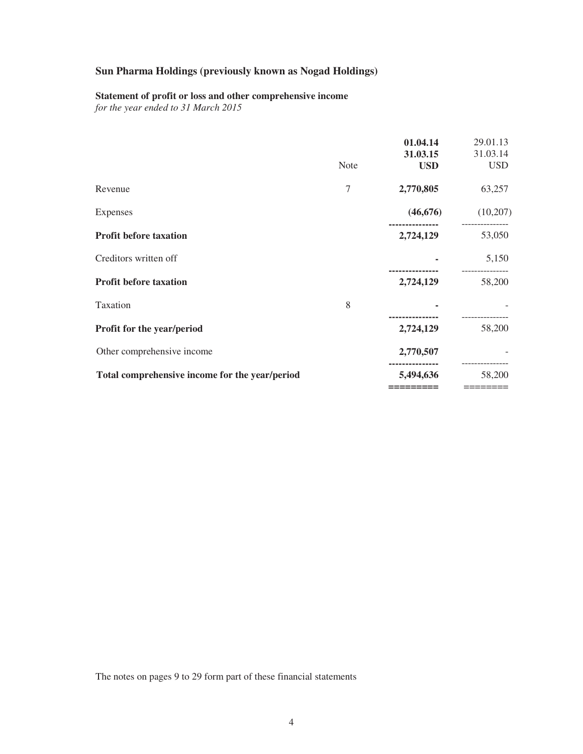## Sun Pharma Holdings (previously known as Nogad Holdings)

**Statement of profit or loss and other comprehensive income**
*for the year ended to 31 March 2015*

| | Note | **01.04.14 31.03.15 USD** | 29.01.13 31.03.14 USD |
|---|---|---|---|
| Revenue | 7 | **2,770,805** | 63,257 |
| Expenses | | **(46,676)** | (10,207) |
| **Profit before taxation** | | **2,724,129** | 53,050 |
| Creditors written off | | **-** | 5,150 |
| **Profit before taxation** | | **2,724,129** | 58,200 |
| Taxation | 8 | **-** | - |
| **Profit for the year/period** | | **2,724,129** | 58,200 |
| Other comprehensive income | | **2,770,507** | - |
| **Total comprehensive income for the year/period** | | **5,494,636** | 58,200 |

The notes on pages 9 to 29 form part of these financial statements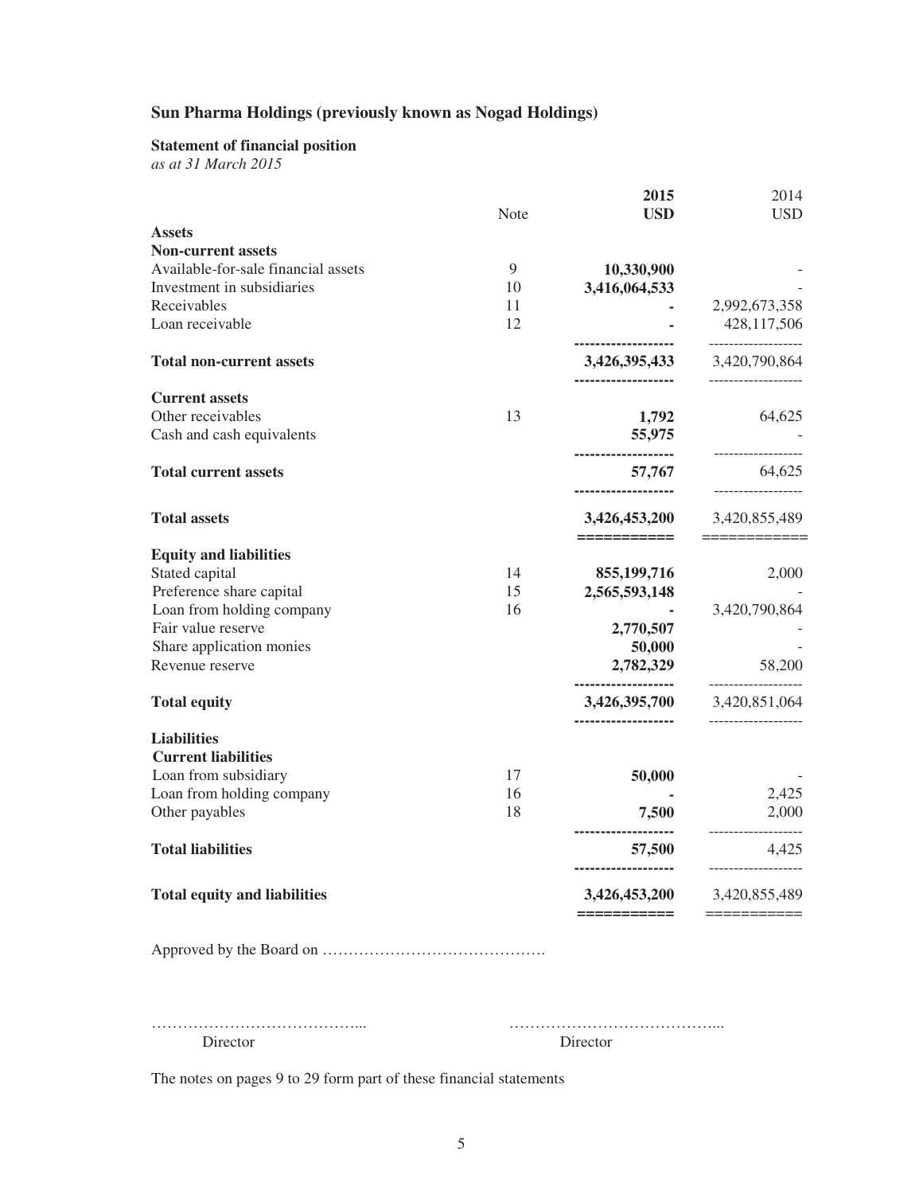## Sun Pharma Holdings (previously known as Nogad Holdings)

**Statement of financial position**
*as at 31 March 2015*

| | Note | 2015 USD | 2014 USD |
|---|---|---|---|
| **Assets** | | | |
| **Non-current assets** | | | |
| Available-for-sale financial assets | 9 | **10,330,900** | - |
| Investment in subsidiaries | 10 | **3,416,064,533** | - |
| Receivables | 11 | **-** | 2,992,673,358 |
| Loan receivable | 12 | **-** | 428,117,506 |
| **Total non-current assets** | | **3,426,395,433** | 3,420,790,864 |
| **Current assets** | | | |
| Other receivables | 13 | **1,792** | 64,625 |
| Cash and cash equivalents | | **55,975** | - |
| **Total current assets** | | **57,767** | 64,625 |
| **Total assets** | | **3,426,453,200** | 3,420,855,489 |
| **Equity and liabilities** | | | |
| Stated capital | 14 | **855,199,716** | 2,000 |
| Preference share capital | 15 | **2,565,593,148** | - |
| Loan from holding company | 16 | **-** | 3,420,790,864 |
| Fair value reserve | | **2,770,507** | - |
| Share application monies | | **50,000** | - |
| Revenue reserve | | **2,782,329** | 58,200 |
| **Total equity** | | **3,426,395,700** | 3,420,851,064 |
| **Liabilities** | | | |
| **Current liabilities** | | | |
| Loan from subsidiary | 17 | **50,000** | - |
| Loan from holding company | 16 | **-** | 2,425 |
| Other payables | 18 | **7,500** | 2,000 |
| **Total liabilities** | | **57,500** | 4,425 |
| **Total equity and liabilities** | | **3,426,453,200** | 3,420,855,489 |

Approved by the Board on …………………………………….

…………………………………... Director

…………………………………... Director

The notes on pages 9 to 29 form part of these financial statements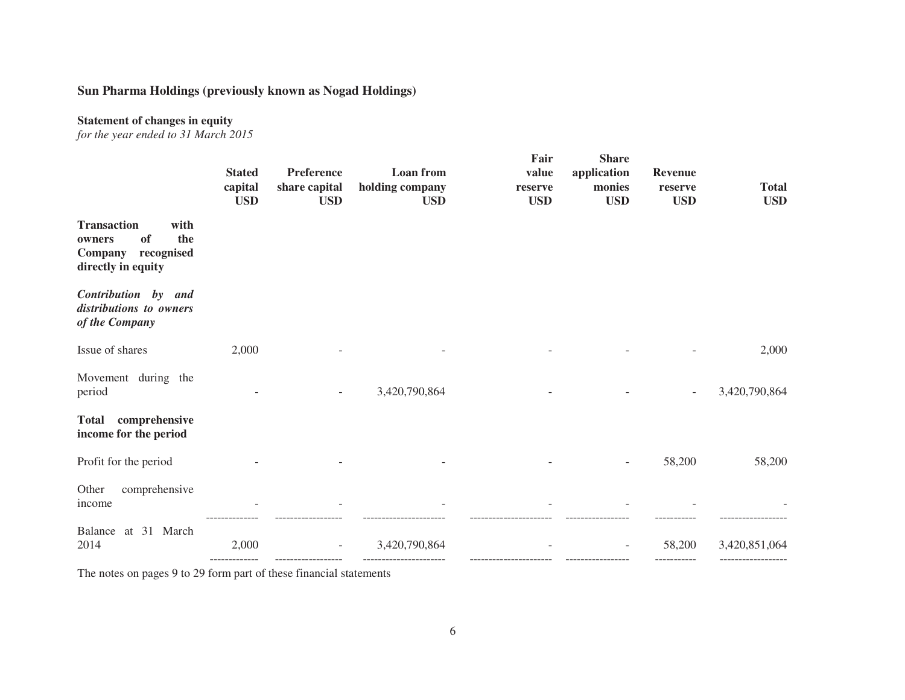**Sun Pharma Holdings (previously known as Nogad Holdings)**

**Statement of changes in equity**
*for the year ended to 31 March 2015*

| | Stated capital USD | Preference share capital USD | Loan from holding company USD | Fair value reserve USD | Share application monies USD | Revenue reserve USD | Total USD |
|---|---|---|---|---|---|---|---|
| **Transaction with owners of the Company recognised directly in equity** | | | | | | | |
| ***Contribution by and distributions to owners of the Company*** | | | | | | | |
| Issue of shares | 2,000 | - | - | - | - | - | 2,000 |
| Movement during the period | - | - | 3,420,790,864 | - | - | - | 3,420,790,864 |
| **Total comprehensive income for the period** | | | | | | | |
| Profit for the period | - | - | - | - | - | 58,200 | 58,200 |
| Other comprehensive income | - | - | - | - | - | - | - |
| Balance at 31 March 2014 | 2,000 | - | 3,420,790,864 | - | - | 58,200 | 3,420,851,064 |

The notes on pages 9 to 29 form part of these financial statements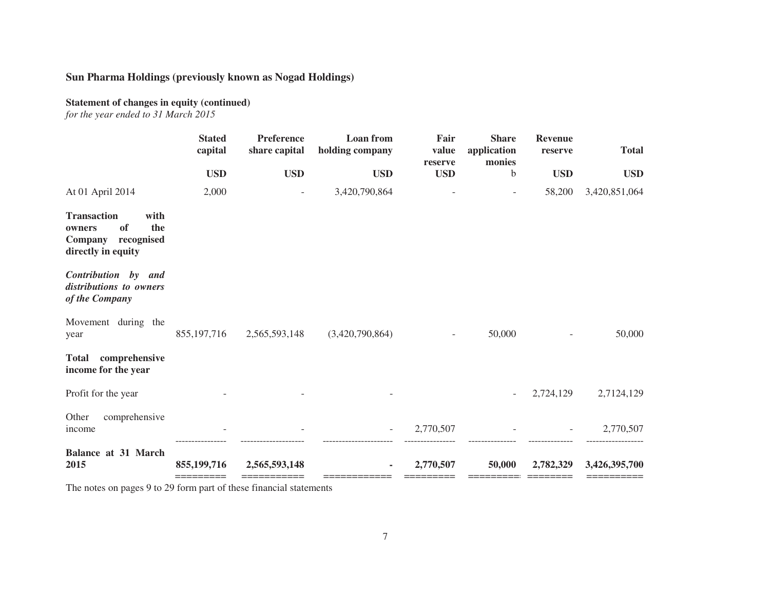**Sun Pharma Holdings (previously known as Nogad Holdings)**

**Statement of changes in equity (continued)**
*for the year ended to 31 March 2015*

| | Stated capital | Preference share capital | Loan from holding company | Fair value reserve | Share application monies | Revenue reserve | Total |
|---|---|---|---|---|---|---|---|
| | **USD** | **USD** | **USD** | **USD** | b | **USD** | **USD** |
| At 01 April 2014 | 2,000 | - | 3,420,790,864 | - | - | 58,200 | 3,420,851,064 |
| **Transaction with owners of the Company recognised directly in equity** | | | | | | | |
| ***Contribution by and distributions to owners of the Company*** | | | | | | | |
| Movement during the year | 855,197,716 | 2,565,593,148 | (3,420,790,864) | - | 50,000 | - | 50,000 |
| **Total comprehensive income for the year** | | | | | | | |
| Profit for the year | - | - | - | | - | 2,724,129 | 2,7124,129 |
| Other comprehensive income | - | - | - | 2,770,507 | - | - | 2,770,507 |
| **Balance at 31 March 2015** | **855,199,716** | **2,565,593,148** | **-** | **2,770,507** | **50,000** | **2,782,329** | **3,426,395,700** |

The notes on pages 9 to 29 form part of these financial statements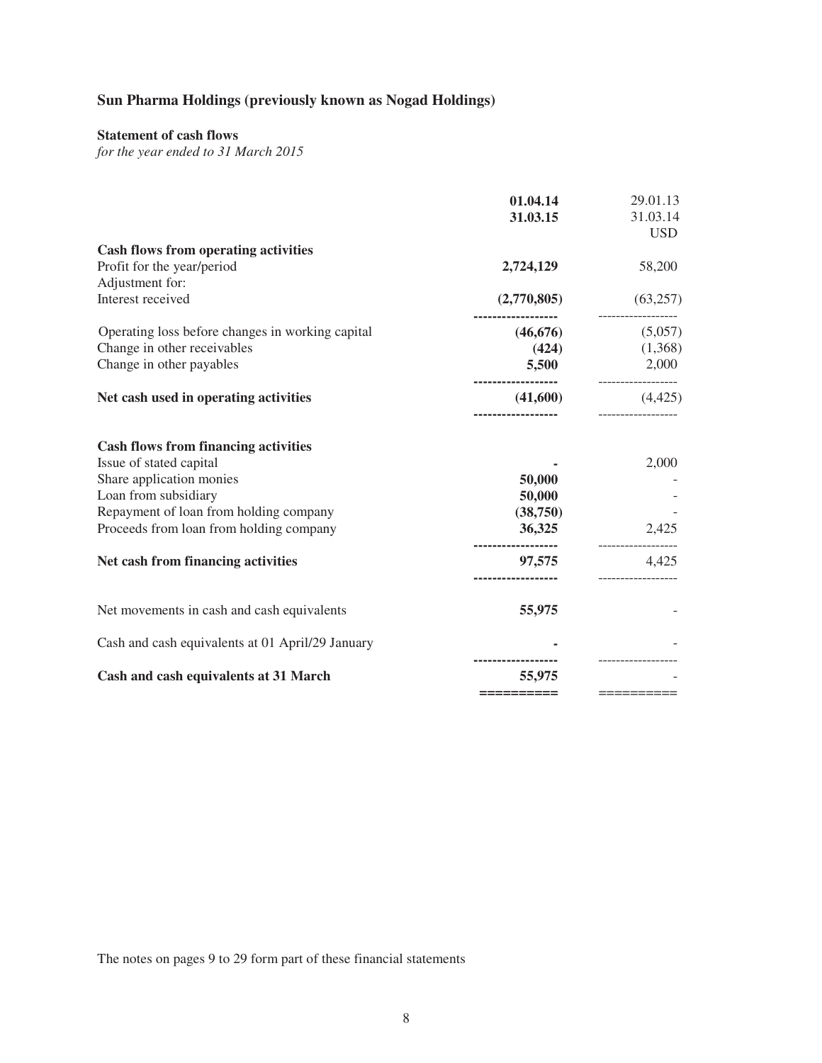## Sun Pharma Holdings (previously known as Nogad Holdings)

**Statement of cash flows**

*for the year ended to 31 March 2015*

| | **01.04.14<br>31.03.15** | 29.01.13<br>31.03.14<br>USD |
|---|---|---|
| **Cash flows from operating activities** | | |
| Profit for the year/period | **2,724,129** | 58,200 |
| Adjustment for: | | |
| Interest received | **(2,770,805)** | (63,257) |
| Operating loss before changes in working capital | **(46,676)** | (5,057) |
| Change in other receivables | **(424)** | (1,368) |
| Change in other payables | **5,500** | 2,000 |
| **Net cash used in operating activities** | **(41,600)** | (4,425) |
| **Cash flows from financing activities** | | |
| Issue of stated capital | **-** | 2,000 |
| Share application monies | **50,000** | - |
| Loan from subsidiary | **50,000** | - |
| Repayment of loan from holding company | **(38,750)** | - |
| Proceeds from loan from holding company | **36,325** | 2,425 |
| **Net cash from financing activities** | **97,575** | 4,425 |
| Net movements in cash and cash equivalents | **55,975** | - |
| Cash and cash equivalents at 01 April/29 January | **-** | - |
| **Cash and cash equivalents at 31 March** | **55,975** | - |

The notes on pages 9 to 29 form part of these financial statements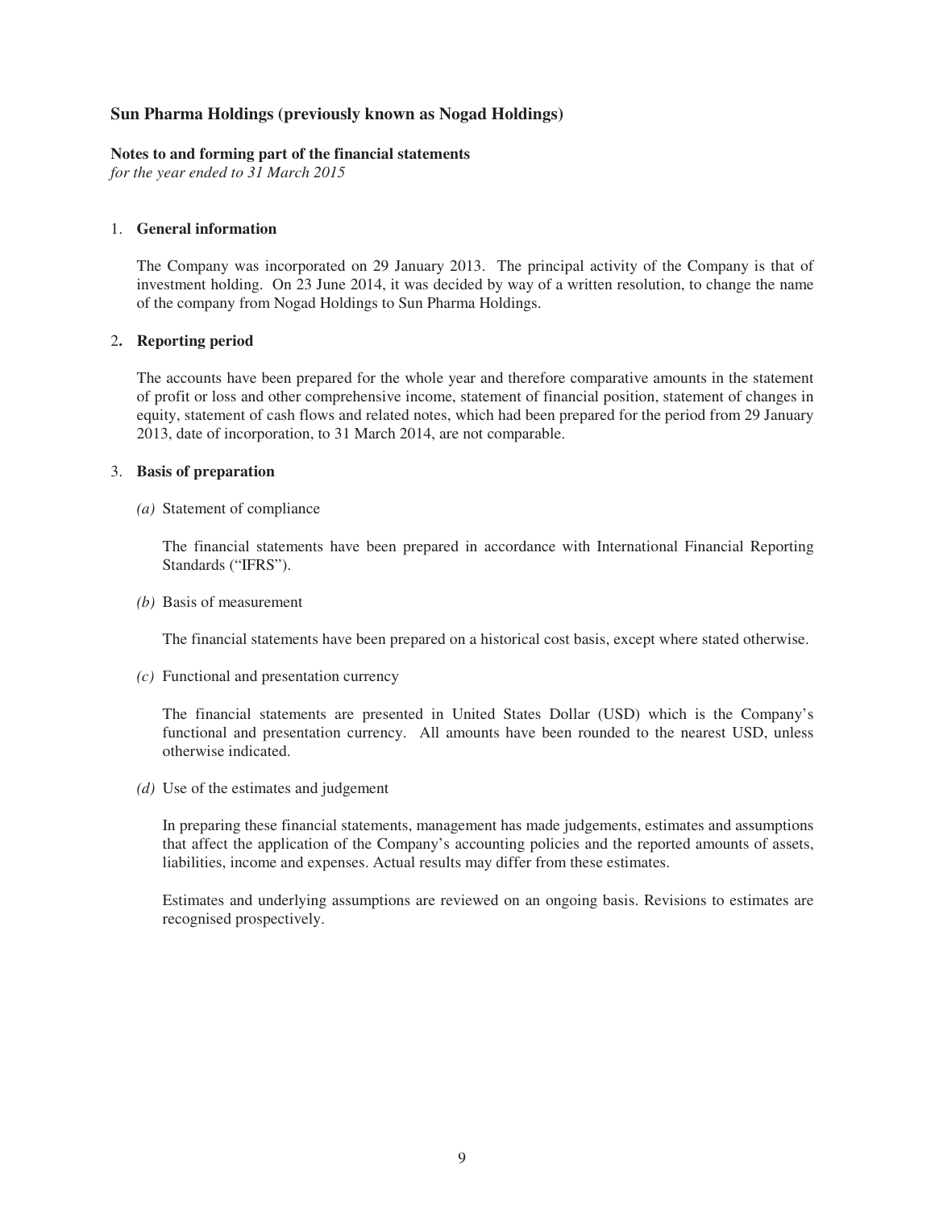## Sun Pharma Holdings (previously known as Nogad Holdings)

**Notes to and forming part of the financial statements**
*for the year ended to 31 March 2015*

1. **General information**

   The Company was incorporated on 29 January 2013. The principal activity of the Company is that of investment holding. On 23 June 2014, it was decided by way of a written resolution, to change the name of the company from Nogad Holdings to Sun Pharma Holdings.

2. **Reporting period**

   The accounts have been prepared for the whole year and therefore comparative amounts in the statement of profit or loss and other comprehensive income, statement of financial position, statement of changes in equity, statement of cash flows and related notes, which had been prepared for the period from 29 January 2013, date of incorporation, to 31 March 2014, are not comparable.

3. **Basis of preparation**

   *(a)* Statement of compliance

   The financial statements have been prepared in accordance with International Financial Reporting Standards ("IFRS").

   *(b)* Basis of measurement

   The financial statements have been prepared on a historical cost basis, except where stated otherwise.

   *(c)* Functional and presentation currency

   The financial statements are presented in United States Dollar (USD) which is the Company's functional and presentation currency. All amounts have been rounded to the nearest USD, unless otherwise indicated.

   *(d)* Use of the estimates and judgement

   In preparing these financial statements, management has made judgements, estimates and assumptions that affect the application of the Company's accounting policies and the reported amounts of assets, liabilities, income and expenses. Actual results may differ from these estimates.

   Estimates and underlying assumptions are reviewed on an ongoing basis. Revisions to estimates are recognised prospectively.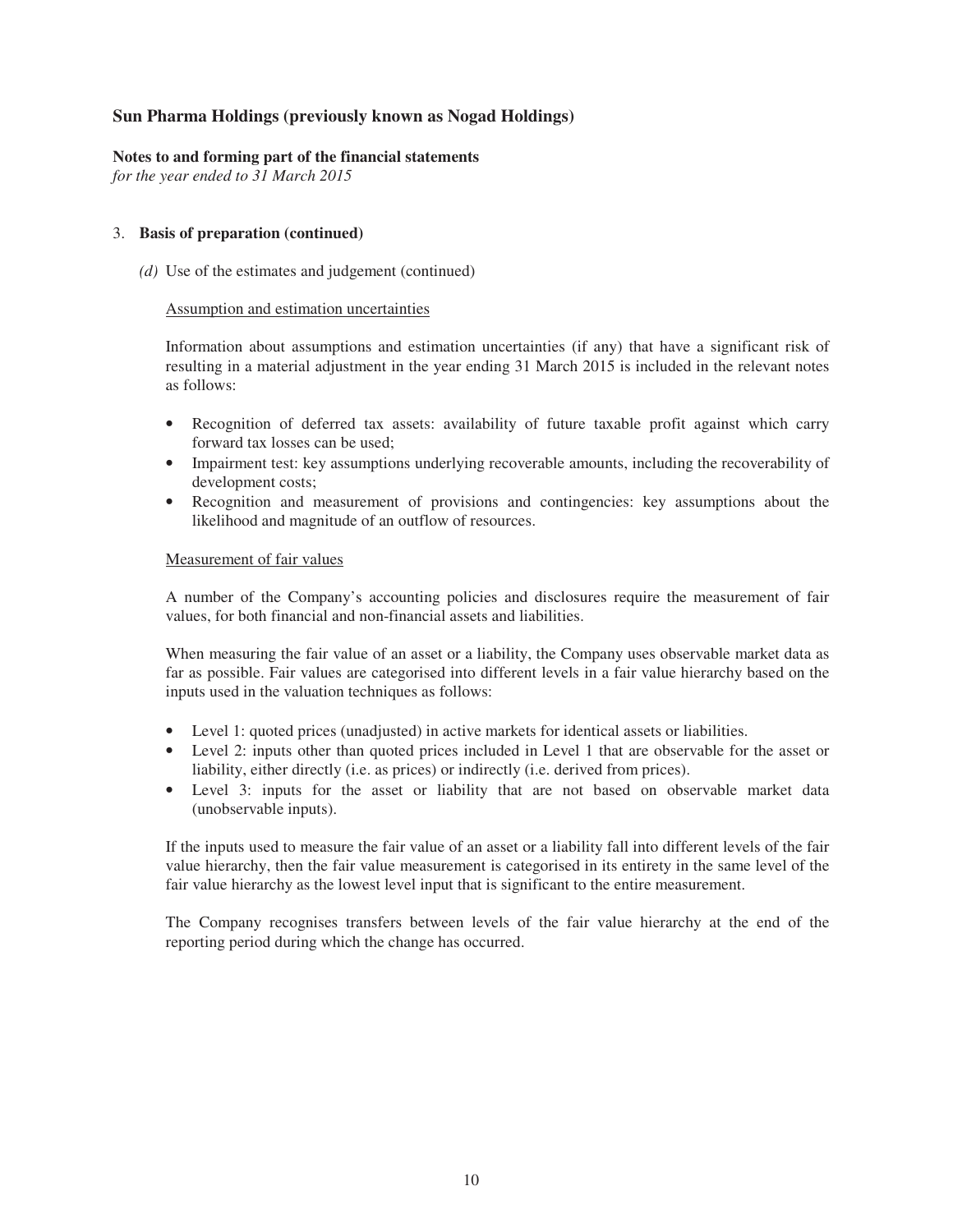## 3. Basis of preparation (continued)

*(d)* Use of the estimates and judgement (continued)

Assumption and estimation uncertainties

Information about assumptions and estimation uncertainties (if any) that have a significant risk of resulting in a material adjustment in the year ending 31 March 2015 is included in the relevant notes as follows:

- Recognition of deferred tax assets: availability of future taxable profit against which carry forward tax losses can be used;
- Impairment test: key assumptions underlying recoverable amounts, including the recoverability of development costs;
- Recognition and measurement of provisions and contingencies: key assumptions about the likelihood and magnitude of an outflow of resources.

Measurement of fair values

A number of the Company's accounting policies and disclosures require the measurement of fair values, for both financial and non-financial assets and liabilities.

When measuring the fair value of an asset or a liability, the Company uses observable market data as far as possible. Fair values are categorised into different levels in a fair value hierarchy based on the inputs used in the valuation techniques as follows:

- Level 1: quoted prices (unadjusted) in active markets for identical assets or liabilities.
- Level 2: inputs other than quoted prices included in Level 1 that are observable for the asset or liability, either directly (i.e. as prices) or indirectly (i.e. derived from prices).
- Level 3: inputs for the asset or liability that are not based on observable market data (unobservable inputs).

If the inputs used to measure the fair value of an asset or a liability fall into different levels of the fair value hierarchy, then the fair value measurement is categorised in its entirety in the same level of the fair value hierarchy as the lowest level input that is significant to the entire measurement.

The Company recognises transfers between levels of the fair value hierarchy at the end of the reporting period during which the change has occurred.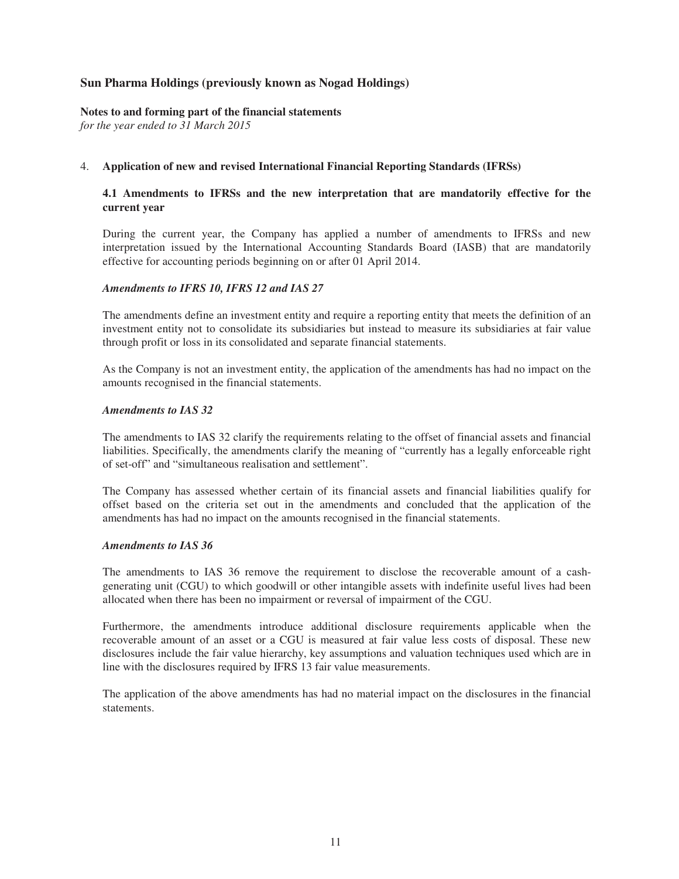# Sun Pharma Holdings (previously known as Nogad Holdings)

**Notes to and forming part of the financial statements**
*for the year ended to 31 March 2015*

## 4. Application of new and revised International Financial Reporting Standards (IFRSs)

### 4.1 Amendments to IFRSs and the new interpretation that are mandatorily effective for the current year

During the current year, the Company has applied a number of amendments to IFRSs and new interpretation issued by the International Accounting Standards Board (IASB) that are mandatorily effective for accounting periods beginning on or after 01 April 2014.

***Amendments to IFRS 10, IFRS 12 and IAS 27***

The amendments define an investment entity and require a reporting entity that meets the definition of an investment entity not to consolidate its subsidiaries but instead to measure its subsidiaries at fair value through profit or loss in its consolidated and separate financial statements.

As the Company is not an investment entity, the application of the amendments has had no impact on the amounts recognised in the financial statements.

***Amendments to IAS 32***

The amendments to IAS 32 clarify the requirements relating to the offset of financial assets and financial liabilities. Specifically, the amendments clarify the meaning of "currently has a legally enforceable right of set-off" and "simultaneous realisation and settlement".

The Company has assessed whether certain of its financial assets and financial liabilities qualify for offset based on the criteria set out in the amendments and concluded that the application of the amendments has had no impact on the amounts recognised in the financial statements.

***Amendments to IAS 36***

The amendments to IAS 36 remove the requirement to disclose the recoverable amount of a cash-generating unit (CGU) to which goodwill or other intangible assets with indefinite useful lives had been allocated when there has been no impairment or reversal of impairment of the CGU.

Furthermore, the amendments introduce additional disclosure requirements applicable when the recoverable amount of an asset or a CGU is measured at fair value less costs of disposal. These new disclosures include the fair value hierarchy, key assumptions and valuation techniques used which are in line with the disclosures required by IFRS 13 fair value measurements.

The application of the above amendments has had no material impact on the disclosures in the financial statements.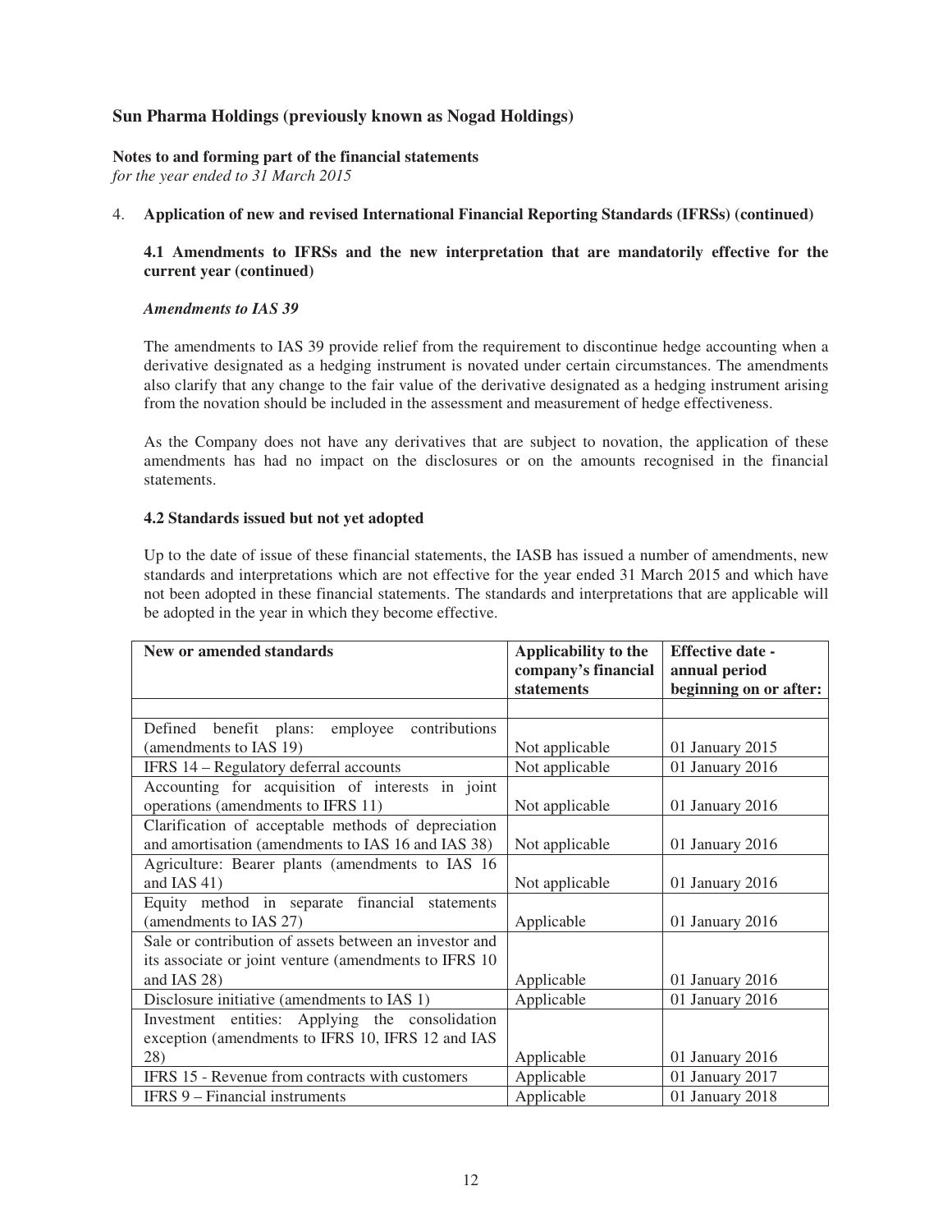## Sun Pharma Holdings (previously known as Nogad Holdings)

**Notes to and forming part of the financial statements**
*for the year ended to 31 March 2015*

4. **Application of new and revised International Financial Reporting Standards (IFRSs) (continued)**

### 4.1 Amendments to IFRSs and the new interpretation that are mandatorily effective for the current year (continued)

***Amendments to IAS 39***

The amendments to IAS 39 provide relief from the requirement to discontinue hedge accounting when a derivative designated as a hedging instrument is novated under certain circumstances. The amendments also clarify that any change to the fair value of the derivative designated as a hedging instrument arising from the novation should be included in the assessment and measurement of hedge effectiveness.

As the Company does not have any derivatives that are subject to novation, the application of these amendments has had no impact on the disclosures or on the amounts recognised in the financial statements.

### 4.2 Standards issued but not yet adopted

Up to the date of issue of these financial statements, the IASB has issued a number of amendments, new standards and interpretations which are not effective for the year ended 31 March 2015 and which have not been adopted in these financial statements. The standards and interpretations that are applicable will be adopted in the year in which they become effective.

| New or amended standards | Applicability to the company's financial statements | Effective date - annual period beginning on or after: |
|---|---|---|
| | | |
| Defined benefit plans: employee contributions (amendments to IAS 19) | Not applicable | 01 January 2015 |
| IFRS 14 – Regulatory deferral accounts | Not applicable | 01 January 2016 |
| Accounting for acquisition of interests in joint operations (amendments to IFRS 11) | Not applicable | 01 January 2016 |
| Clarification of acceptable methods of depreciation and amortisation (amendments to IAS 16 and IAS 38) | Not applicable | 01 January 2016 |
| Agriculture: Bearer plants (amendments to IAS 16 and IAS 41) | Not applicable | 01 January 2016 |
| Equity method in separate financial statements (amendments to IAS 27) | Applicable | 01 January 2016 |
| Sale or contribution of assets between an investor and its associate or joint venture (amendments to IFRS 10 and IAS 28) | Applicable | 01 January 2016 |
| Disclosure initiative (amendments to IAS 1) | Applicable | 01 January 2016 |
| Investment entities: Applying the consolidation exception (amendments to IFRS 10, IFRS 12 and IAS 28) | Applicable | 01 January 2016 |
| IFRS 15 - Revenue from contracts with customers | Applicable | 01 January 2017 |
| IFRS 9 – Financial instruments | Applicable | 01 January 2018 |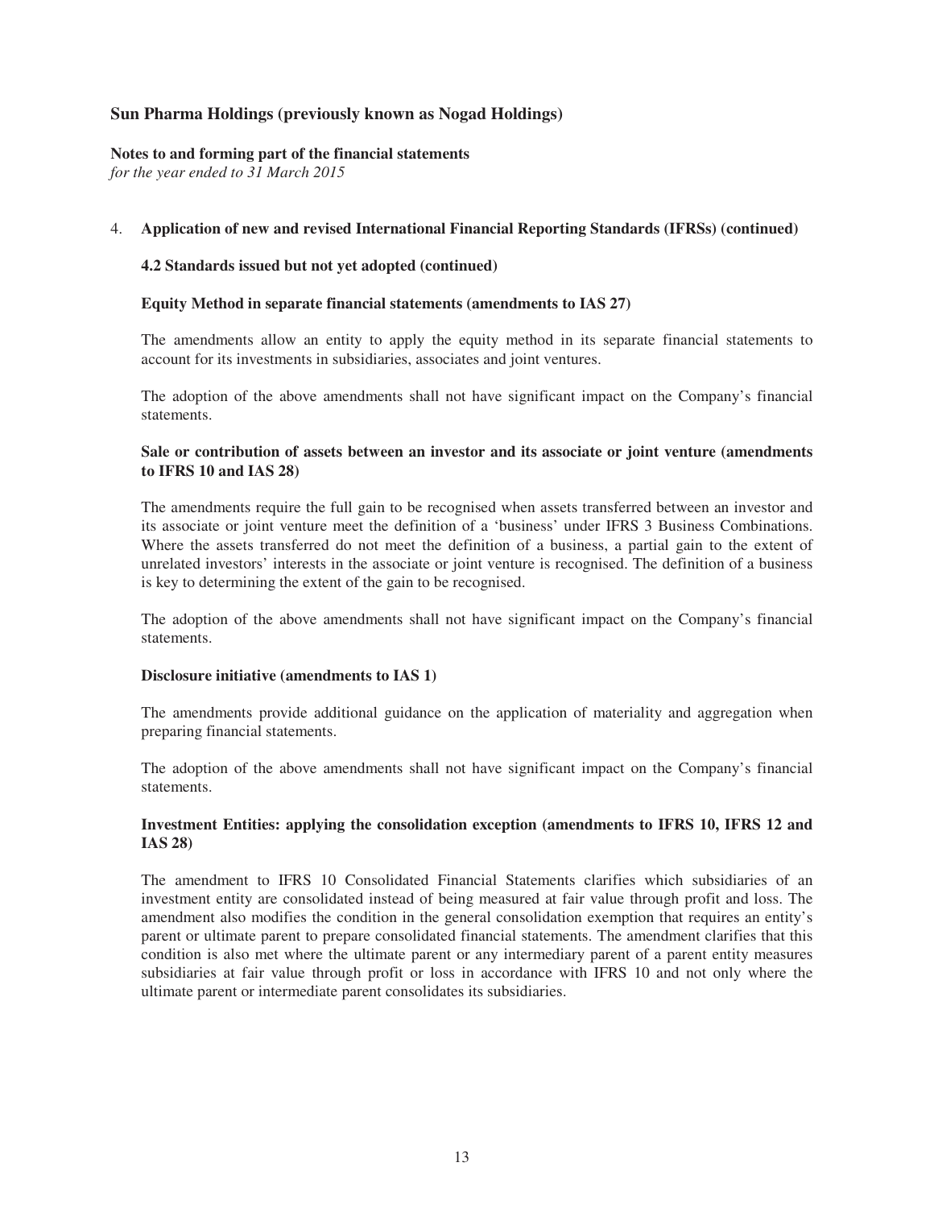# Sun Pharma Holdings (previously known as Nogad Holdings)

**Notes to and forming part of the financial statements**
*for the year ended to 31 March 2015*

4. **Application of new and revised International Financial Reporting Standards (IFRSs) (continued)**

### 4.2 Standards issued but not yet adopted (continued)

**Equity Method in separate financial statements (amendments to IAS 27)**

The amendments allow an entity to apply the equity method in its separate financial statements to account for its investments in subsidiaries, associates and joint ventures.

The adoption of the above amendments shall not have significant impact on the Company's financial statements.

**Sale or contribution of assets between an investor and its associate or joint venture (amendments to IFRS 10 and IAS 28)**

The amendments require the full gain to be recognised when assets transferred between an investor and its associate or joint venture meet the definition of a 'business' under IFRS 3 Business Combinations. Where the assets transferred do not meet the definition of a business, a partial gain to the extent of unrelated investors' interests in the associate or joint venture is recognised. The definition of a business is key to determining the extent of the gain to be recognised.

The adoption of the above amendments shall not have significant impact on the Company's financial statements.

**Disclosure initiative (amendments to IAS 1)**

The amendments provide additional guidance on the application of materiality and aggregation when preparing financial statements.

The adoption of the above amendments shall not have significant impact on the Company's financial statements.

**Investment Entities: applying the consolidation exception (amendments to IFRS 10, IFRS 12 and IAS 28)**

The amendment to IFRS 10 Consolidated Financial Statements clarifies which subsidiaries of an investment entity are consolidated instead of being measured at fair value through profit and loss. The amendment also modifies the condition in the general consolidation exemption that requires an entity's parent or ultimate parent to prepare consolidated financial statements. The amendment clarifies that this condition is also met where the ultimate parent or any intermediary parent of a parent entity measures subsidiaries at fair value through profit or loss in accordance with IFRS 10 and not only where the ultimate parent or intermediate parent consolidates its subsidiaries.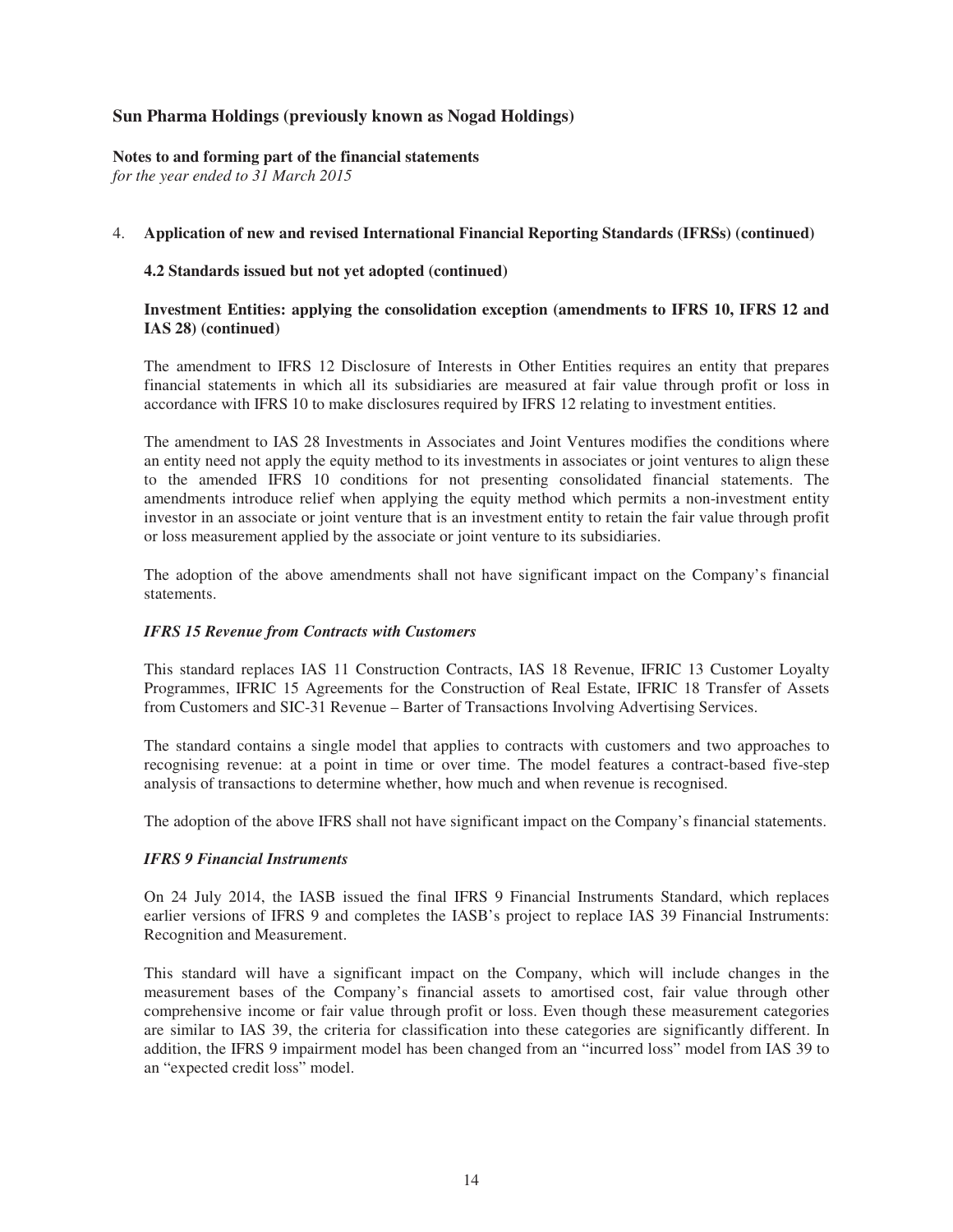**Sun Pharma Holdings (previously known as Nogad Holdings)**

**Notes to and forming part of the financial statements**
*for the year ended to 31 March 2015*

4. **Application of new and revised International Financial Reporting Standards (IFRSs) (continued)**

**4.2 Standards issued but not yet adopted (continued)**

**Investment Entities: applying the consolidation exception (amendments to IFRS 10, IFRS 12 and IAS 28) (continued)**

The amendment to IFRS 12 Disclosure of Interests in Other Entities requires an entity that prepares financial statements in which all its subsidiaries are measured at fair value through profit or loss in accordance with IFRS 10 to make disclosures required by IFRS 12 relating to investment entities.

The amendment to IAS 28 Investments in Associates and Joint Ventures modifies the conditions where an entity need not apply the equity method to its investments in associates or joint ventures to align these to the amended IFRS 10 conditions for not presenting consolidated financial statements. The amendments introduce relief when applying the equity method which permits a non-investment entity investor in an associate or joint venture that is an investment entity to retain the fair value through profit or loss measurement applied by the associate or joint venture to its subsidiaries.

The adoption of the above amendments shall not have significant impact on the Company's financial statements.

***IFRS 15 Revenue from Contracts with Customers***

This standard replaces IAS 11 Construction Contracts, IAS 18 Revenue, IFRIC 13 Customer Loyalty Programmes, IFRIC 15 Agreements for the Construction of Real Estate, IFRIC 18 Transfer of Assets from Customers and SIC-31 Revenue – Barter of Transactions Involving Advertising Services.

The standard contains a single model that applies to contracts with customers and two approaches to recognising revenue: at a point in time or over time. The model features a contract-based five-step analysis of transactions to determine whether, how much and when revenue is recognised.

The adoption of the above IFRS shall not have significant impact on the Company's financial statements.

***IFRS 9 Financial Instruments***

On 24 July 2014, the IASB issued the final IFRS 9 Financial Instruments Standard, which replaces earlier versions of IFRS 9 and completes the IASB's project to replace IAS 39 Financial Instruments: Recognition and Measurement.

This standard will have a significant impact on the Company, which will include changes in the measurement bases of the Company's financial assets to amortised cost, fair value through other comprehensive income or fair value through profit or loss. Even though these measurement categories are similar to IAS 39, the criteria for classification into these categories are significantly different. In addition, the IFRS 9 impairment model has been changed from an "incurred loss" model from IAS 39 to an "expected credit loss" model.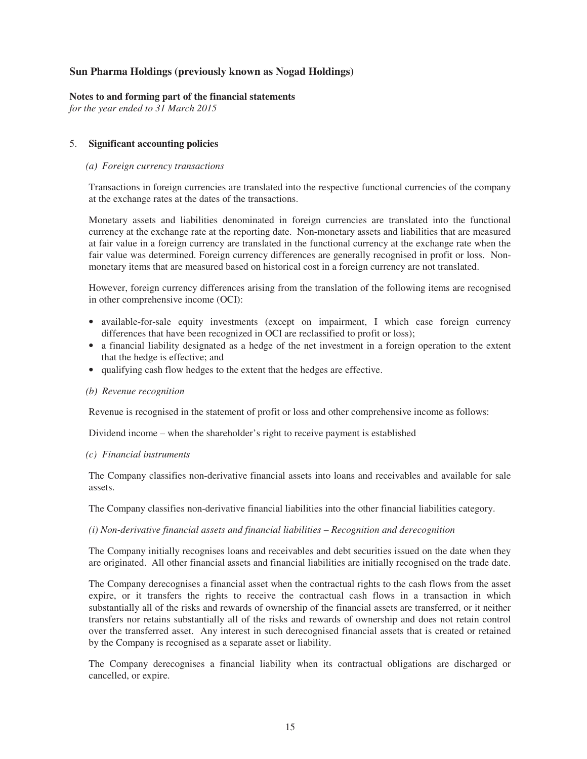# Sun Pharma Holdings (previously known as Nogad Holdings)

**Notes to and forming part of the financial statements**
*for the year ended to 31 March 2015*

## 5. Significant accounting policies

### *(a) Foreign currency transactions*

Transactions in foreign currencies are translated into the respective functional currencies of the company at the exchange rates at the dates of the transactions.

Monetary assets and liabilities denominated in foreign currencies are translated into the functional currency at the exchange rate at the reporting date. Non-monetary assets and liabilities that are measured at fair value in a foreign currency are translated in the functional currency at the exchange rate when the fair value was determined. Foreign currency differences are generally recognised in profit or loss. Non-monetary items that are measured based on historical cost in a foreign currency are not translated.

However, foreign currency differences arising from the translation of the following items are recognised in other comprehensive income (OCI):

- available-for-sale equity investments (except on impairment, I which case foreign currency differences that have been recognized in OCI are reclassified to profit or loss);
- a financial liability designated as a hedge of the net investment in a foreign operation to the extent that the hedge is effective; and
- qualifying cash flow hedges to the extent that the hedges are effective.

### *(b) Revenue recognition*

Revenue is recognised in the statement of profit or loss and other comprehensive income as follows:

Dividend income – when the shareholder's right to receive payment is established

### *(c) Financial instruments*

The Company classifies non-derivative financial assets into loans and receivables and available for sale assets.

The Company classifies non-derivative financial liabilities into the other financial liabilities category.

*(i) Non-derivative financial assets and financial liabilities – Recognition and derecognition*

The Company initially recognises loans and receivables and debt securities issued on the date when they are originated. All other financial assets and financial liabilities are initially recognised on the trade date.

The Company derecognises a financial asset when the contractual rights to the cash flows from the asset expire, or it transfers the rights to receive the contractual cash flows in a transaction in which substantially all of the risks and rewards of ownership of the financial assets are transferred, or it neither transfers nor retains substantially all of the risks and rewards of ownership and does not retain control over the transferred asset. Any interest in such derecognised financial assets that is created or retained by the Company is recognised as a separate asset or liability.

The Company derecognises a financial liability when its contractual obligations are discharged or cancelled, or expire.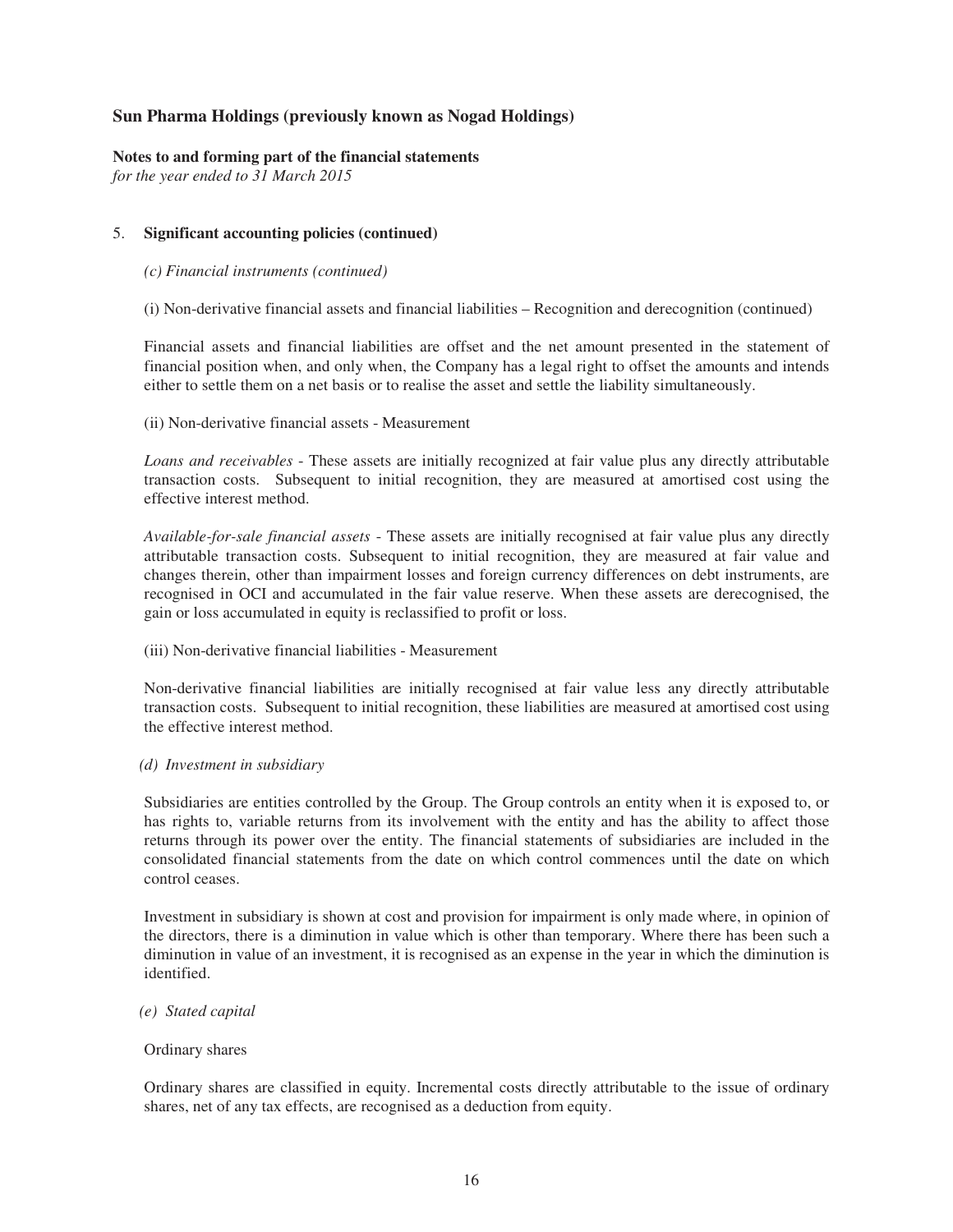**Sun Pharma Holdings (previously known as Nogad Holdings)**

**Notes to and forming part of the financial statements**
*for the year ended to 31 March 2015*

5. **Significant accounting policies (continued)**

*(c) Financial instruments (continued)*

(i) Non-derivative financial assets and financial liabilities – Recognition and derecognition (continued)

Financial assets and financial liabilities are offset and the net amount presented in the statement of financial position when, and only when, the Company has a legal right to offset the amounts and intends either to settle them on a net basis or to realise the asset and settle the liability simultaneously.

(ii) Non-derivative financial assets - Measurement

*Loans and receivables* - These assets are initially recognized at fair value plus any directly attributable transaction costs. Subsequent to initial recognition, they are measured at amortised cost using the effective interest method.

*Available-for-sale financial assets* - These assets are initially recognised at fair value plus any directly attributable transaction costs. Subsequent to initial recognition, they are measured at fair value and changes therein, other than impairment losses and foreign currency differences on debt instruments, are recognised in OCI and accumulated in the fair value reserve. When these assets are derecognised, the gain or loss accumulated in equity is reclassified to profit or loss.

(iii) Non-derivative financial liabilities - Measurement

Non-derivative financial liabilities are initially recognised at fair value less any directly attributable transaction costs. Subsequent to initial recognition, these liabilities are measured at amortised cost using the effective interest method.

*(d) Investment in subsidiary*

Subsidiaries are entities controlled by the Group. The Group controls an entity when it is exposed to, or has rights to, variable returns from its involvement with the entity and has the ability to affect those returns through its power over the entity. The financial statements of subsidiaries are included in the consolidated financial statements from the date on which control commences until the date on which control ceases.

Investment in subsidiary is shown at cost and provision for impairment is only made where, in opinion of the directors, there is a diminution in value which is other than temporary. Where there has been such a diminution in value of an investment, it is recognised as an expense in the year in which the diminution is identified.

*(e) Stated capital*

Ordinary shares

Ordinary shares are classified in equity. Incremental costs directly attributable to the issue of ordinary shares, net of any tax effects, are recognised as a deduction from equity.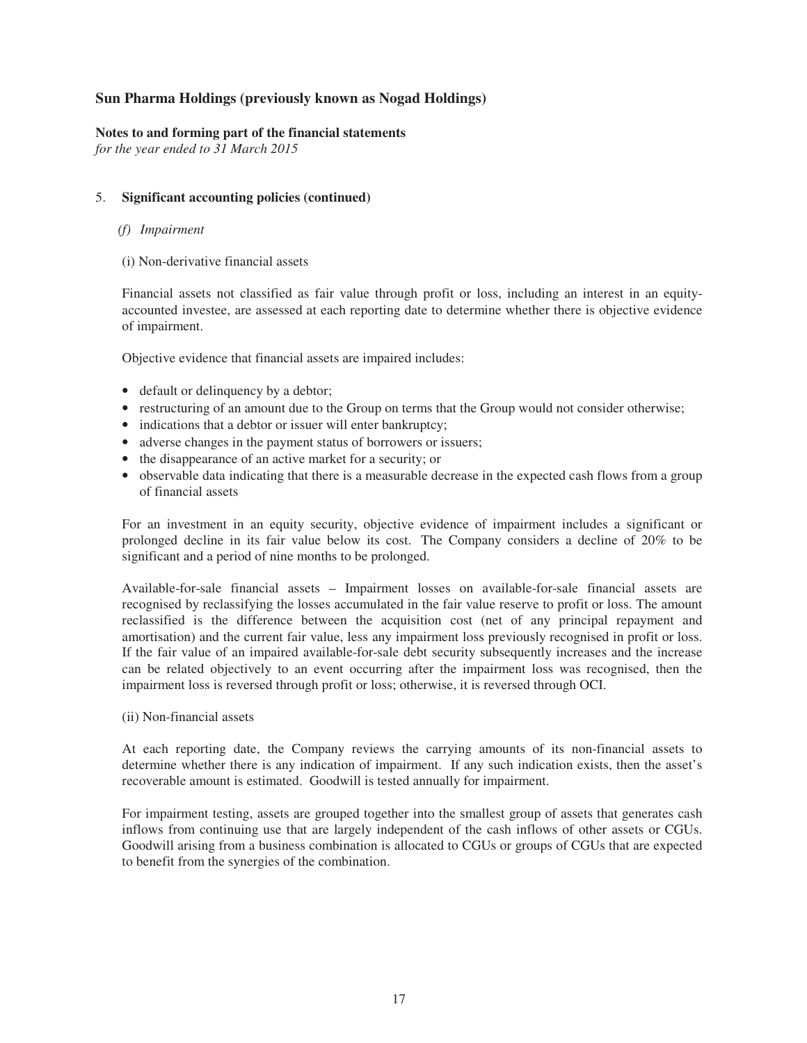# Sun Pharma Holdings (previously known as Nogad Holdings)

**Notes to and forming part of the financial statements**
*for the year ended to 31 March 2015*

## 5. Significant accounting policies (continued)

### *(f) Impairment*

(i) Non-derivative financial assets

Financial assets not classified as fair value through profit or loss, including an interest in an equity-accounted investee, are assessed at each reporting date to determine whether there is objective evidence of impairment.

Objective evidence that financial assets are impaired includes:

- default or delinquency by a debtor;
- restructuring of an amount due to the Group on terms that the Group would not consider otherwise;
- indications that a debtor or issuer will enter bankruptcy;
- adverse changes in the payment status of borrowers or issuers;
- the disappearance of an active market for a security; or
- observable data indicating that there is a measurable decrease in the expected cash flows from a group of financial assets

For an investment in an equity security, objective evidence of impairment includes a significant or prolonged decline in its fair value below its cost. The Company considers a decline of 20% to be significant and a period of nine months to be prolonged.

Available-for-sale financial assets – Impairment losses on available-for-sale financial assets are recognised by reclassifying the losses accumulated in the fair value reserve to profit or loss. The amount reclassified is the difference between the acquisition cost (net of any principal repayment and amortisation) and the current fair value, less any impairment loss previously recognised in profit or loss. If the fair value of an impaired available-for-sale debt security subsequently increases and the increase can be related objectively to an event occurring after the impairment loss was recognised, then the impairment loss is reversed through profit or loss; otherwise, it is reversed through OCI.

(ii) Non-financial assets

At each reporting date, the Company reviews the carrying amounts of its non-financial assets to determine whether there is any indication of impairment. If any such indication exists, then the asset's recoverable amount is estimated. Goodwill is tested annually for impairment.

For impairment testing, assets are grouped together into the smallest group of assets that generates cash inflows from continuing use that are largely independent of the cash inflows of other assets or CGUs. Goodwill arising from a business combination is allocated to CGUs or groups of CGUs that are expected to benefit from the synergies of the combination.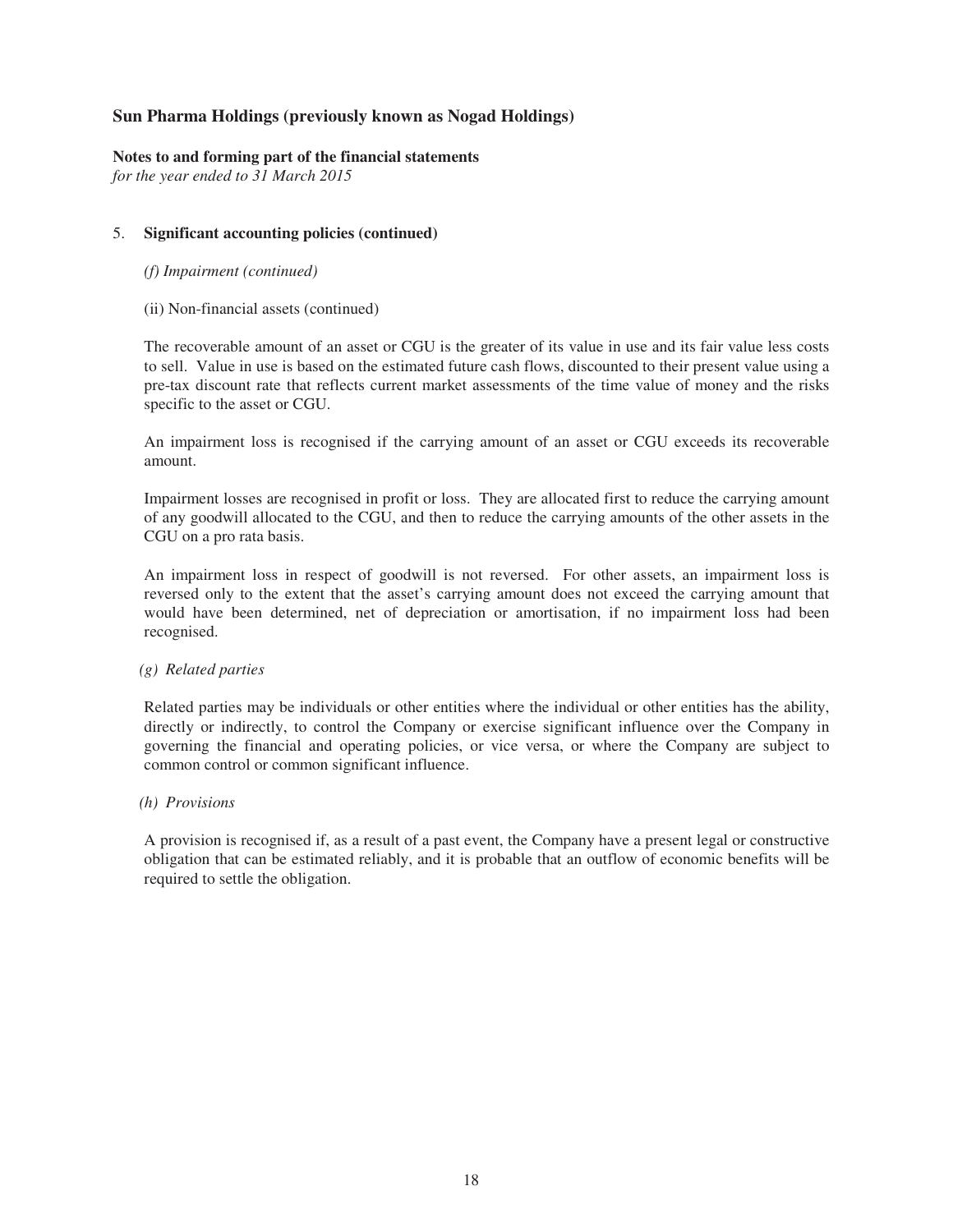# Sun Pharma Holdings (previously known as Nogad Holdings)

**Notes to and forming part of the financial statements**
*for the year ended to 31 March 2015*

5. **Significant accounting policies (continued)**

*(f) Impairment (continued)*

(ii) Non-financial assets (continued)

The recoverable amount of an asset or CGU is the greater of its value in use and its fair value less costs to sell. Value in use is based on the estimated future cash flows, discounted to their present value using a pre-tax discount rate that reflects current market assessments of the time value of money and the risks specific to the asset or CGU.

An impairment loss is recognised if the carrying amount of an asset or CGU exceeds its recoverable amount.

Impairment losses are recognised in profit or loss. They are allocated first to reduce the carrying amount of any goodwill allocated to the CGU, and then to reduce the carrying amounts of the other assets in the CGU on a pro rata basis.

An impairment loss in respect of goodwill is not reversed. For other assets, an impairment loss is reversed only to the extent that the asset's carrying amount does not exceed the carrying amount that would have been determined, net of depreciation or amortisation, if no impairment loss had been recognised.

*(g) Related parties*

Related parties may be individuals or other entities where the individual or other entities has the ability, directly or indirectly, to control the Company or exercise significant influence over the Company in governing the financial and operating policies, or vice versa, or where the Company are subject to common control or common significant influence.

*(h) Provisions*

A provision is recognised if, as a result of a past event, the Company have a present legal or constructive obligation that can be estimated reliably, and it is probable that an outflow of economic benefits will be required to settle the obligation.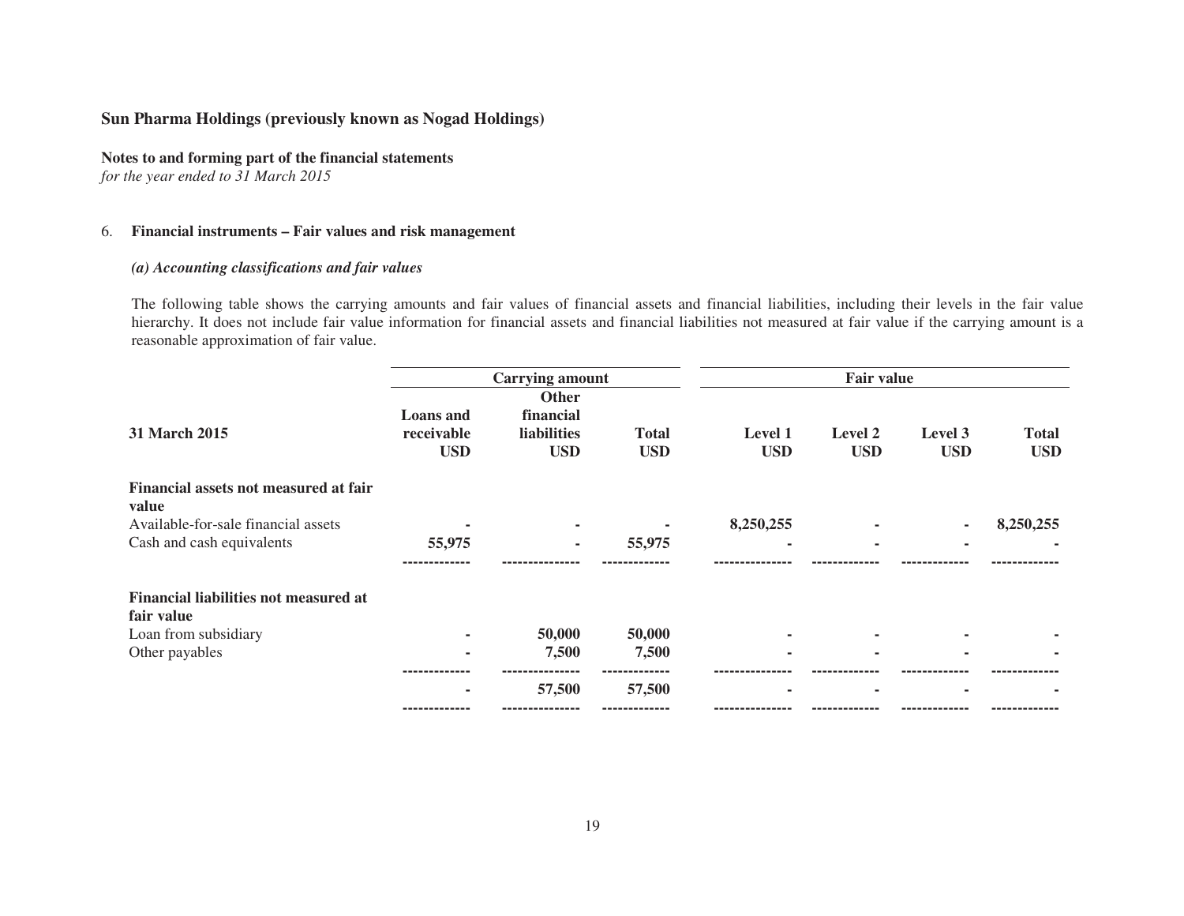**Sun Pharma Holdings (previously known as Nogad Holdings)**

**Notes to and forming part of the financial statements**
*for the year ended to 31 March 2015*

6. **Financial instruments – Fair values and risk management**

***(a) Accounting classifications and fair values***

The following table shows the carrying amounts and fair values of financial assets and financial liabilities, including their levels in the fair value hierarchy. It does not include fair value information for financial assets and financial liabilities not measured at fair value if the carrying amount is a reasonable approximation of fair value.

| | **Carrying amount** | | | **Fair value** | | | |
|---|---|---|---|---|---|---|---|
| **31 March 2015** | **Loans and receivable USD** | **Other financial liabilities USD** | **Total USD** | **Level 1 USD** | **Level 2 USD** | **Level 3 USD** | **Total USD** |
| **Financial assets not measured at fair value** | | | | | | | |
| Available-for-sale financial assets | - | - | - | 8,250,255 | - | - | 8,250,255 |
| Cash and cash equivalents | 55,975 | - | 55,975 | - | - | - | - |
| **Financial liabilities not measured at fair value** | | | | | | | |
| Loan from subsidiary | - | 50,000 | 50,000 | - | - | - | - |
| Other payables | - | 7,500 | 7,500 | - | - | - | - |
| | - | 57,500 | 57,500 | - | - | - | - |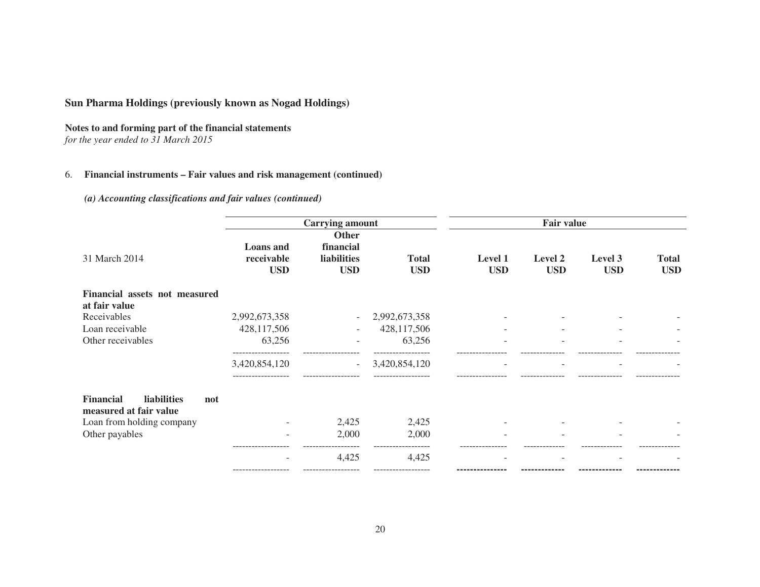**Sun Pharma Holdings (previously known as Nogad Holdings)**

**Notes to and forming part of the financial statements**
*for the year ended to 31 March 2015*

6. **Financial instruments – Fair values and risk management (continued)**

***(a) Accounting classifications and fair values (continued)***

| | Carrying amount | | | Fair value | | | |
|---|---|---|---|---|---|---|---|
| 31 March 2014 | Loans and receivable USD | Other financial liabilities USD | Total USD | Level 1 USD | Level 2 USD | Level 3 USD | Total USD |
| **Financial assets not measured at fair value** | | | | | | | |
| Receivables | 2,992,673,358 | - | 2,992,673,358 | - | - | - | - |
| Loan receivable | 428,117,506 | - | 428,117,506 | - | - | - | - |
| Other receivables | 63,256 | - | 63,256 | - | - | - | - |
| | 3,420,854,120 | - | 3,420,854,120 | - | - | - | - |
| **Financial liabilities not measured at fair value** | | | | | | | |
| Loan from holding company | - | 2,425 | 2,425 | - | - | - | - |
| Other payables | - | 2,000 | 2,000 | - | - | - | - |
| | - | 4,425 | 4,425 | - | - | - | - |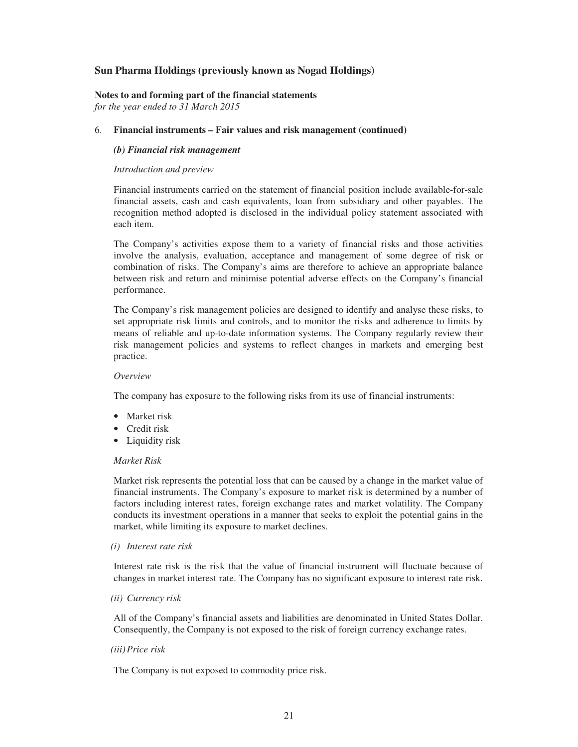# Sun Pharma Holdings (previously known as Nogad Holdings)

**Notes to and forming part of the financial statements**
*for the year ended to 31 March 2015*

6. **Financial instruments – Fair values and risk management (continued)**

### *(b) Financial risk management*

*Introduction and preview*

Financial instruments carried on the statement of financial position include available-for-sale financial assets, cash and cash equivalents, loan from subsidiary and other payables. The recognition method adopted is disclosed in the individual policy statement associated with each item.

The Company's activities expose them to a variety of financial risks and those activities involve the analysis, evaluation, acceptance and management of some degree of risk or combination of risks. The Company's aims are therefore to achieve an appropriate balance between risk and return and minimise potential adverse effects on the Company's financial performance.

The Company's risk management policies are designed to identify and analyse these risks, to set appropriate risk limits and controls, and to monitor the risks and adherence to limits by means of reliable and up-to-date information systems. The Company regularly review their risk management policies and systems to reflect changes in markets and emerging best practice.

*Overview*

The company has exposure to the following risks from its use of financial instruments:

- Market risk
- Credit risk
- Liquidity risk

*Market Risk*

Market risk represents the potential loss that can be caused by a change in the market value of financial instruments. The Company's exposure to market risk is determined by a number of factors including interest rates, foreign exchange rates and market volatility. The Company conducts its investment operations in a manner that seeks to exploit the potential gains in the market, while limiting its exposure to market declines.

*(i) Interest rate risk*

Interest rate risk is the risk that the value of financial instrument will fluctuate because of changes in market interest rate. The Company has no significant exposure to interest rate risk.

*(ii) Currency risk*

All of the Company's financial assets and liabilities are denominated in United States Dollar. Consequently, the Company is not exposed to the risk of foreign currency exchange rates.

*(iii) Price risk*

The Company is not exposed to commodity price risk.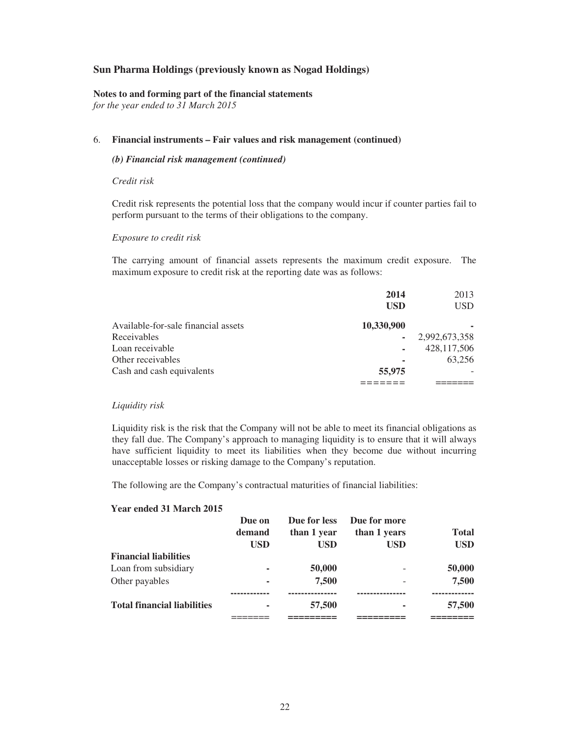# Sun Pharma Holdings (previously known as Nogad Holdings)

**Notes to and forming part of the financial statements**
*for the year ended to 31 March 2015*

## 6. Financial instruments – Fair values and risk management (continued)

### *(b) Financial risk management (continued)*

*Credit risk*

Credit risk represents the potential loss that the company would incur if counter parties fail to perform pursuant to the terms of their obligations to the company.

*Exposure to credit risk*

The carrying amount of financial assets represents the maximum credit exposure. The maximum exposure to credit risk at the reporting date was as follows:

| | **2014** **USD** | 2013 USD |
|---|---|---|
| Available-for-sale financial assets | **10,330,900** | **-** |
| Receivables | **-** | 2,992,673,358 |
| Loan receivable | **-** | 428,117,506 |
| Other receivables | **-** | 63,256 |
| Cash and cash equivalents | **55,975** | - |

*Liquidity risk*

Liquidity risk is the risk that the Company will not be able to meet its financial obligations as they fall due. The Company's approach to managing liquidity is to ensure that it will always have sufficient liquidity to meet its liabilities when they become due without incurring unacceptable losses or risking damage to the Company's reputation.

The following are the Company's contractual maturities of financial liabilities:

**Year ended 31 March 2015**

| | **Due on demand USD** | **Due for less than 1 year USD** | **Due for more than 1 years USD** | **Total USD** |
|---|---|---|---|---|
| **Financial liabilities** | | | | |
| Loan from subsidiary | **-** | **50,000** | - | **50,000** |
| Other payables | **-** | **7,500** | - | **7,500** |
| **Total financial liabilities** | **-** | **57,500** | **-** | **57,500** |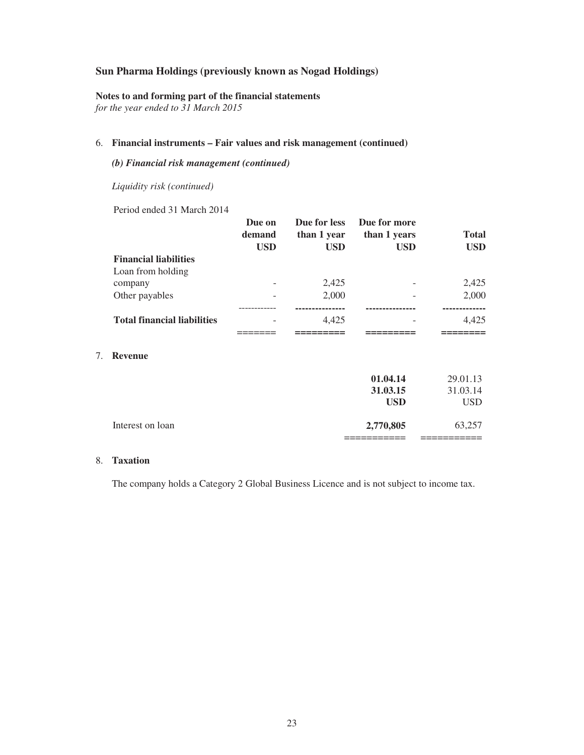## Sun Pharma Holdings (previously known as Nogad Holdings)

**Notes to and forming part of the financial statements**
*for the year ended to 31 March 2015*

6. **Financial instruments – Fair values and risk management (continued)**

*(b) Financial risk management (continued)*

*Liquidity risk (continued)*

Period ended 31 March 2014

| | Due on demand USD | Due for less than 1 year USD | Due for more than 1 years USD | Total USD |
|---|---|---|---|---|
| **Financial liabilities** | | | | |
| Loan from holding company | - | 2,425 | - | 2,425 |
| Other payables | - | 2,000 | - | 2,000 |
| **Total financial liabilities** | - | 4,425 | - | 4,425 |

7. **Revenue**

| | **01.04.14 31.03.15 USD** | 29.01.13 31.03.14 USD |
|---|---|---|
| Interest on loan | **2,770,805** | 63,257 |

8. **Taxation**

The company holds a Category 2 Global Business Licence and is not subject to income tax.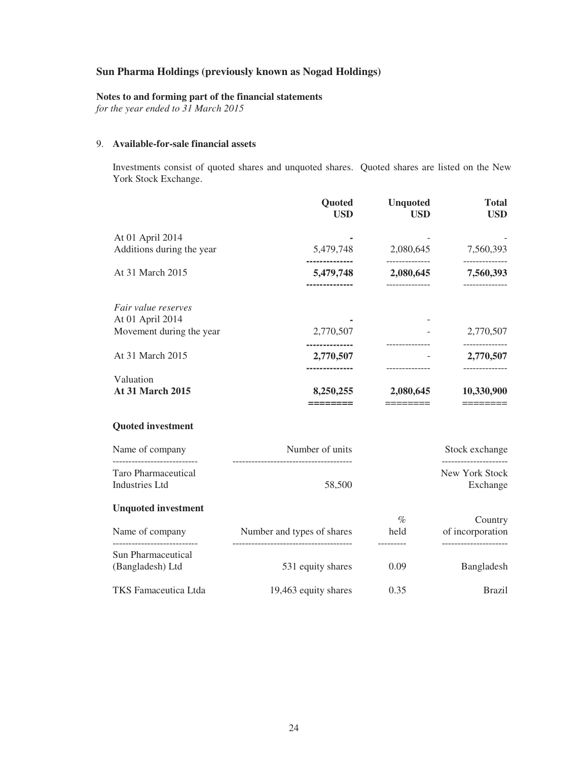**Sun Pharma Holdings (previously known as Nogad Holdings)**

**Notes to and forming part of the financial statements**
*for the year ended to 31 March 2015*

9. **Available-for-sale financial assets**

Investments consist of quoted shares and unquoted shares. Quoted shares are listed on the New York Stock Exchange.

| | **Quoted USD** | **Unquoted USD** | **Total USD** |
|---|---|---|---|
| At 01 April 2014 | - | - | - |
| Additions during the year | 5,479,748 | 2,080,645 | 7,560,393 |
| At 31 March 2015 | **5,479,748** | **2,080,645** | **7,560,393** |
| *Fair value reserves* | | | |
| At 01 April 2014 | - | - | |
| Movement during the year | 2,770,507 | - | 2,770,507 |
| At 31 March 2015 | **2,770,507** | - | **2,770,507** |
| Valuation | | | |
| **At 31 March 2015** | **8,250,255** | **2,080,645** | **10,330,900** |

**Quoted investment**

| Name of company | Number of units | Stock exchange |
|---|---|---|
| Taro Pharmaceutical Industries Ltd | 58,500 | New York Stock Exchange |

**Unquoted investment**

| Name of company | Number and types of shares | % held | Country of incorporation |
|---|---|---|---|
| Sun Pharmaceutical (Bangladesh) Ltd | 531 equity shares | 0.09 | Bangladesh |
| TKS Famaceutica Ltda | 19,463 equity shares | 0.35 | Brazil |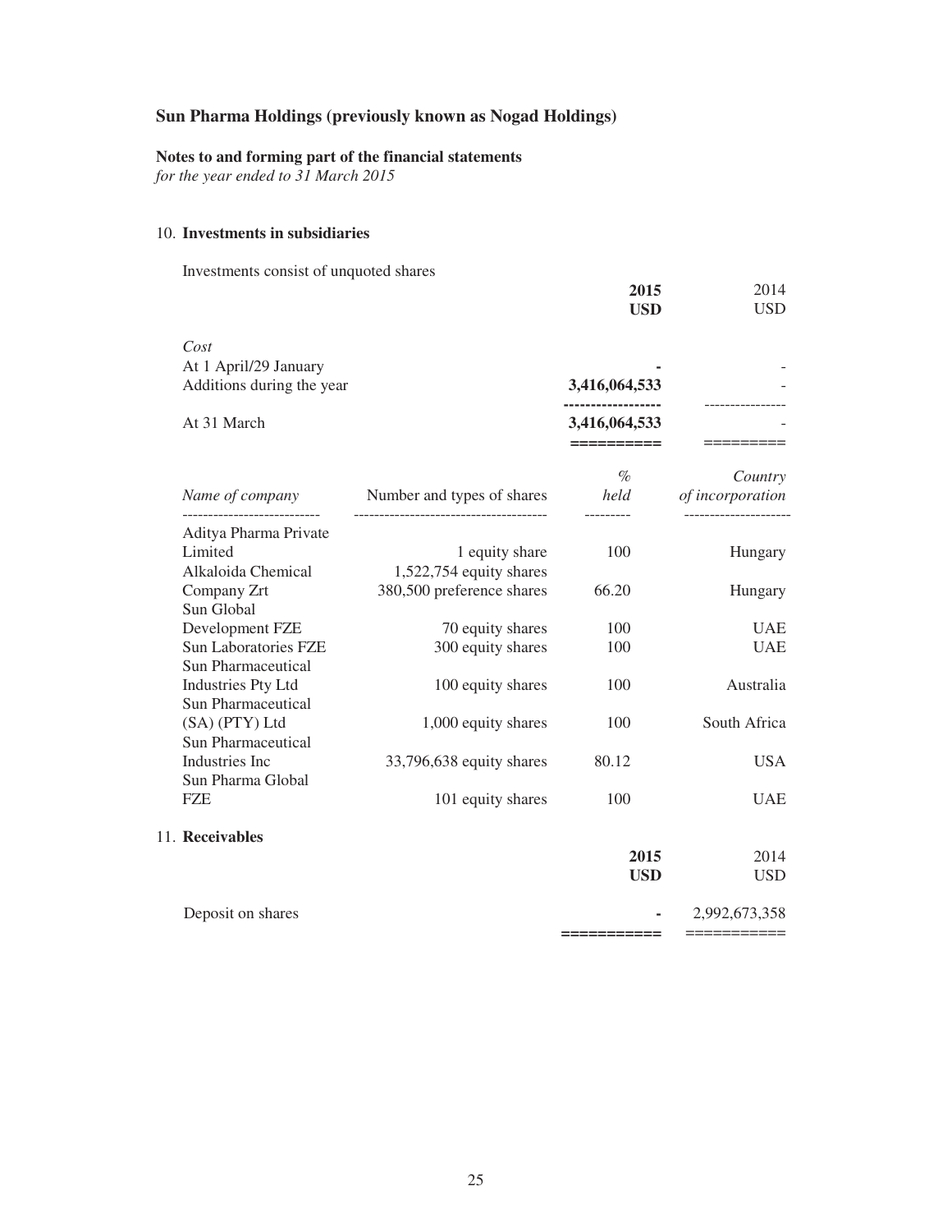## Sun Pharma Holdings (previously known as Nogad Holdings)

**Notes to and forming part of the financial statements**
*for the year ended to 31 March 2015*

### 10. Investments in subsidiaries

Investments consist of unquoted shares

| | **2015 USD** | 2014 USD |
|---|---|---|
| *Cost* | | |
| At 1 April/29 January | **-** | - |
| Additions during the year | **3,416,064,533** | - |
| At 31 March | **3,416,064,533** | - |

| *Name of company* | Number and types of shares | *% held* | *Country of incorporation* |
|---|---|---|---|
| Aditya Pharma Private Limited | 1 equity share | 100 | Hungary |
| Alkaloida Chemical Company Zrt | 1,522,754 equity shares 380,500 preference shares | 66.20 | Hungary |
| Sun Global Development FZE | 70 equity shares | 100 | UAE |
| Sun Laboratories FZE | 300 equity shares | 100 | UAE |
| Sun Pharmaceutical Industries Pty Ltd | 100 equity shares | 100 | Australia |
| Sun Pharmaceutical (SA) (PTY) Ltd | 1,000 equity shares | 100 | South Africa |
| Sun Pharmaceutical Industries Inc | 33,796,638 equity shares | 80.12 | USA |
| Sun Pharma Global FZE | 101 equity shares | 100 | UAE |

### 11. Receivables

| | **2015 USD** | 2014 USD |
|---|---|---|
| Deposit on shares | **-** | 2,992,673,358 |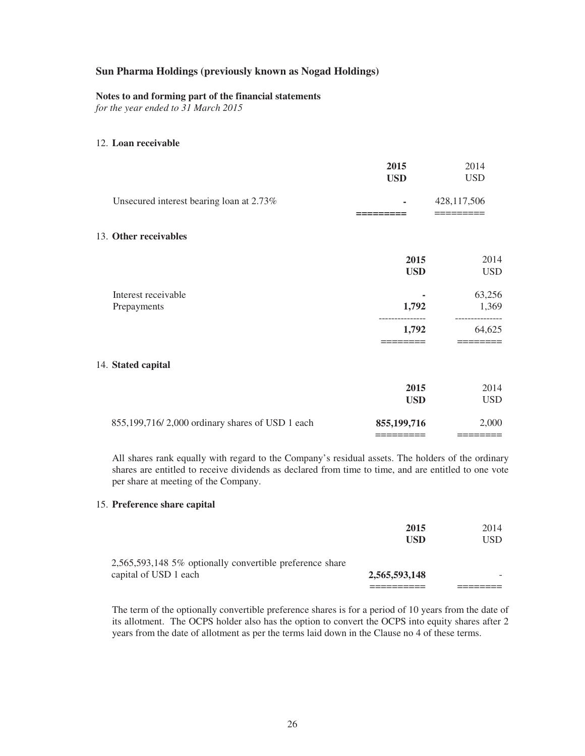**Sun Pharma Holdings (previously known as Nogad Holdings)**

**Notes to and forming part of the financial statements**
*for the year ended to 31 March 2015*

12. **Loan receivable**

| | **2015** **USD** | 2014 USD |
|---|---|---|
| Unsecured interest bearing loan at 2.73% | **-** | 428,117,506 |

13. **Other receivables**

| | **2015** **USD** | 2014 USD |
|---|---|---|
| Interest receivable | **-** | 63,256 |
| Prepayments | **1,792** | 1,369 |
| | **1,792** | 64,625 |

14. **Stated capital**

| | **2015** **USD** | 2014 USD |
|---|---|---|
| 855,199,716/ 2,000 ordinary shares of USD 1 each | **855,199,716** | 2,000 |

All shares rank equally with regard to the Company's residual assets. The holders of the ordinary shares are entitled to receive dividends as declared from time to time, and are entitled to one vote per share at meeting of the Company.

15. **Preference share capital**

| | **2015** **USD** | 2014 USD |
|---|---|---|
| 2,565,593,148 5% optionally convertible preference share capital of USD 1 each | **2,565,593,148** | - |

The term of the optionally convertible preference shares is for a period of 10 years from the date of its allotment. The OCPS holder also has the option to convert the OCPS into equity shares after 2 years from the date of allotment as per the terms laid down in the Clause no 4 of these terms.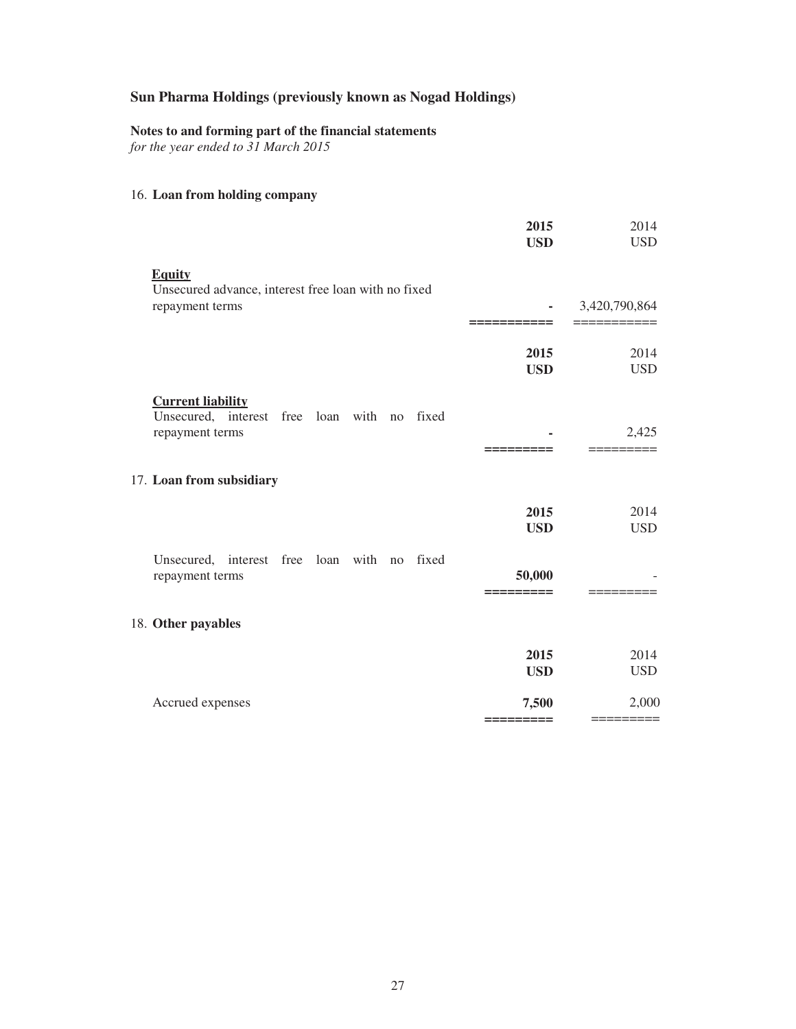# Sun Pharma Holdings (previously known as Nogad Holdings)

**Notes to and forming part of the financial statements**
*for the year ended to 31 March 2015*

## 16. Loan from holding company

| | **2015 USD** | 2014 USD |
|---|---|---|
| **Equity** | | |
| Unsecured advance, interest free loan with no fixed repayment terms | **-** | 3,420,790,864 |

| | **2015 USD** | 2014 USD |
|---|---|---|
| **Current liability** | | |
| Unsecured, interest free loan with no fixed repayment terms | **-** | 2,425 |

## 17. Loan from subsidiary

| | **2015 USD** | 2014 USD |
|---|---|---|
| Unsecured, interest free loan with no fixed repayment terms | **50,000** | - |

## 18. Other payables

| | **2015 USD** | 2014 USD |
|---|---|---|
| Accrued expenses | **7,500** | 2,000 |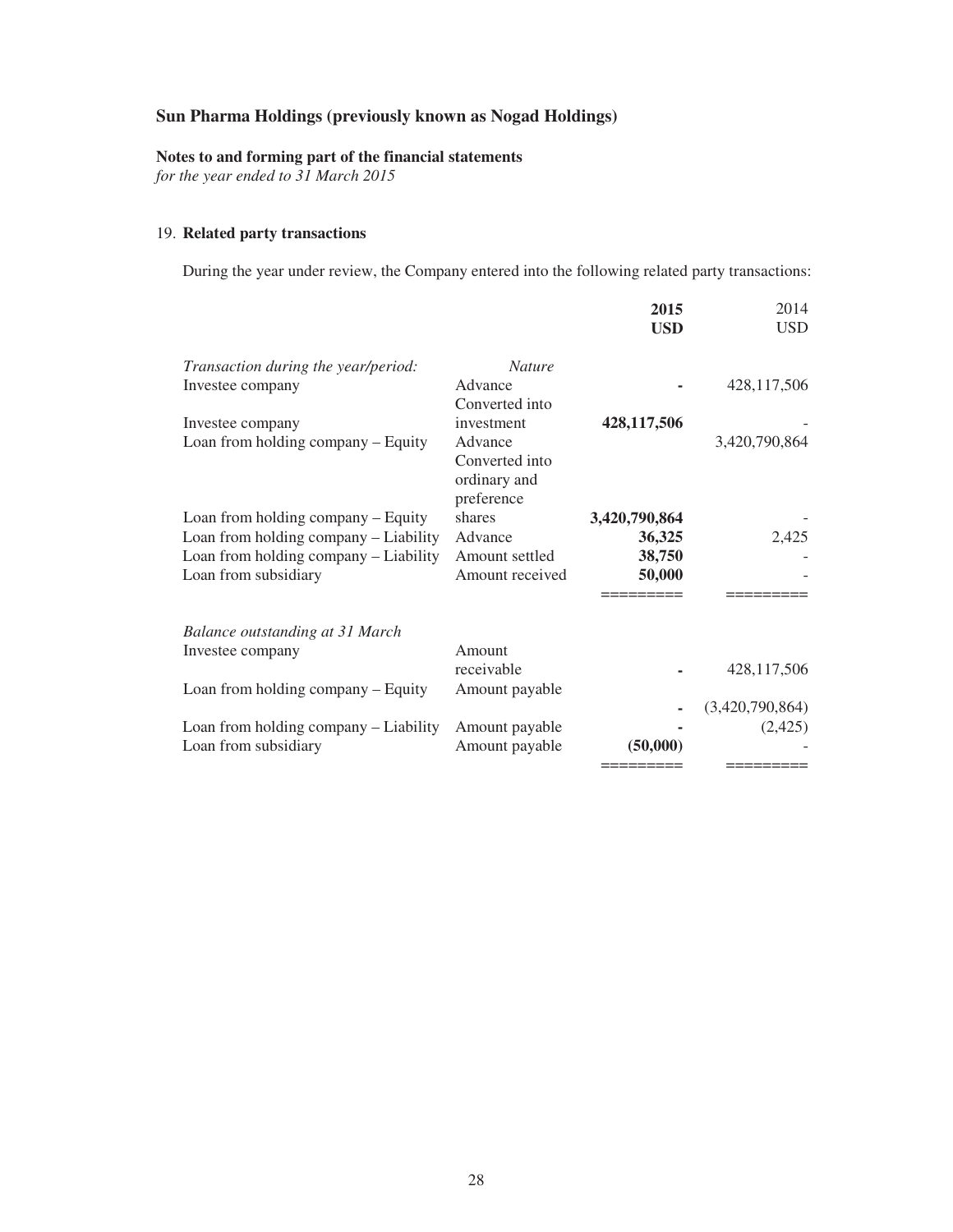# Sun Pharma Holdings (previously known as Nogad Holdings)

**Notes to and forming part of the financial statements**
*for the year ended to 31 March 2015*

## 19. Related party transactions

During the year under review, the Company entered into the following related party transactions:

| | | **2015** **USD** | 2014 USD |
|---|---|---|---|
| *Transaction during the year/period:* | *Nature* | | |
| Investee company | Advance | **-** | 428,117,506 |
| Investee company | Converted into investment | **428,117,506** | - |
| Loan from holding company – Equity | Advance | | 3,420,790,864 |
| Loan from holding company – Equity | Converted into ordinary and preference shares | **3,420,790,864** | - |
| Loan from holding company – Liability | Advance | **36,325** | 2,425 |
| Loan from holding company – Liability | Amount settled | **38,750** | - |
| Loan from subsidiary | Amount received | **50,000** | - |
| | | ========= | ========= |
| *Balance outstanding at 31 March* | | | |
| Investee company | Amount receivable | **-** | 428,117,506 |
| Loan from holding company – Equity | Amount payable | **-** | (3,420,790,864) |
| Loan from holding company – Liability | Amount payable | **-** | (2,425) |
| Loan from subsidiary | Amount payable | **(50,000)** | - |
| | | ========= | ========= |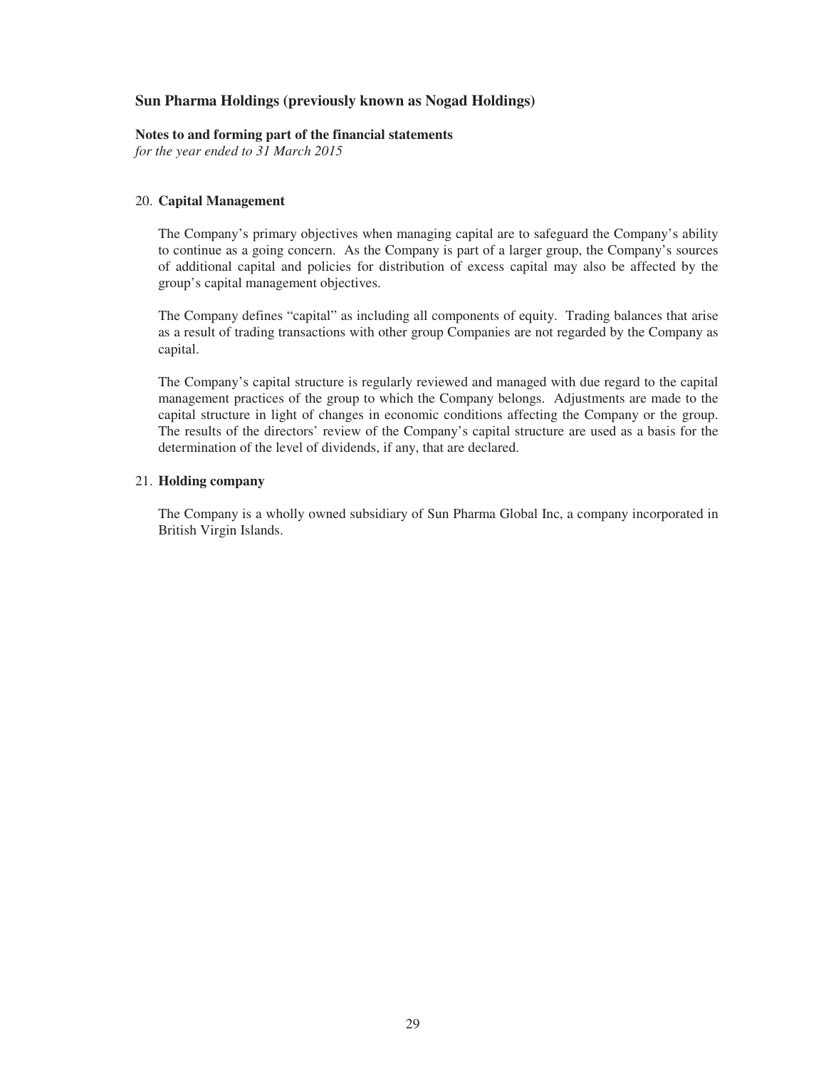## Sun Pharma Holdings (previously known as Nogad Holdings)

**Notes to and forming part of the financial statements**
*for the year ended to 31 March 2015*

20. **Capital Management**

    The Company's primary objectives when managing capital are to safeguard the Company's ability to continue as a going concern. As the Company is part of a larger group, the Company's sources of additional capital and policies for distribution of excess capital may also be affected by the group's capital management objectives.

    The Company defines "capital" as including all components of equity. Trading balances that arise as a result of trading transactions with other group Companies are not regarded by the Company as capital.

    The Company's capital structure is regularly reviewed and managed with due regard to the capital management practices of the group to which the Company belongs. Adjustments are made to the capital structure in light of changes in economic conditions affecting the Company or the group. The results of the directors' review of the Company's capital structure are used as a basis for the determination of the level of dividends, if any, that are declared.

21. **Holding company**

    The Company is a wholly owned subsidiary of Sun Pharma Global Inc, a company incorporated in British Virgin Islands.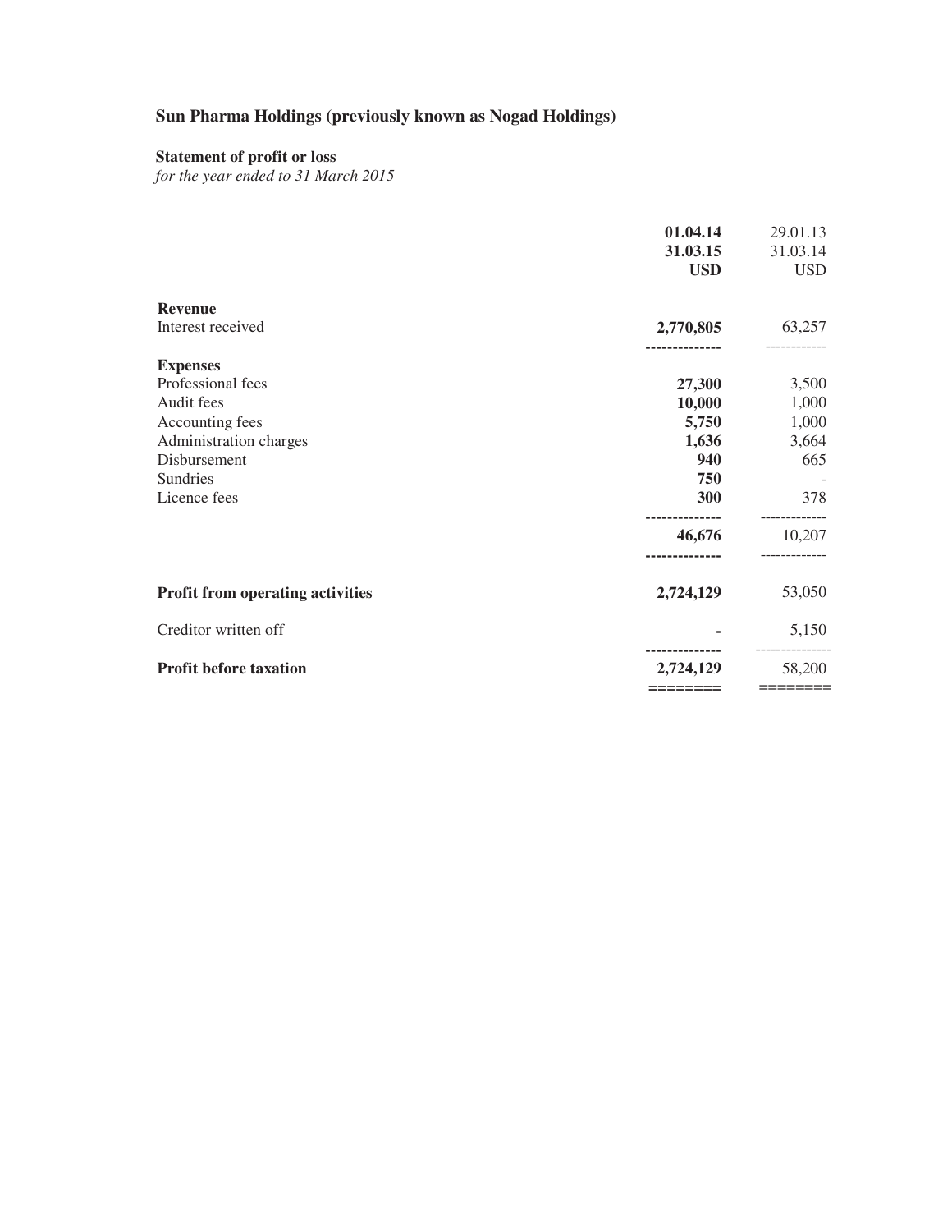## Sun Pharma Holdings (previously known as Nogad Holdings)

**Statement of profit or loss**
*for the year ended to 31 March 2015*

| | **01.04.14<br>31.03.15<br>USD** | 29.01.13<br>31.03.14<br>USD |
|---|---|---|
| **Revenue** | | |
| Interest received | **2,770,805** | 63,257 |
| **Expenses** | | |
| Professional fees | **27,300** | 3,500 |
| Audit fees | **10,000** | 1,000 |
| Accounting fees | **5,750** | 1,000 |
| Administration charges | **1,636** | 3,664 |
| Disbursement | **940** | 665 |
| Sundries | **750** | - |
| Licence fees | **300** | 378 |
| | **46,676** | 10,207 |
| **Profit from operating activities** | **2,724,129** | 53,050 |
| Creditor written off | **-** | 5,150 |
| **Profit before taxation** | **2,724,129** | 58,200 |